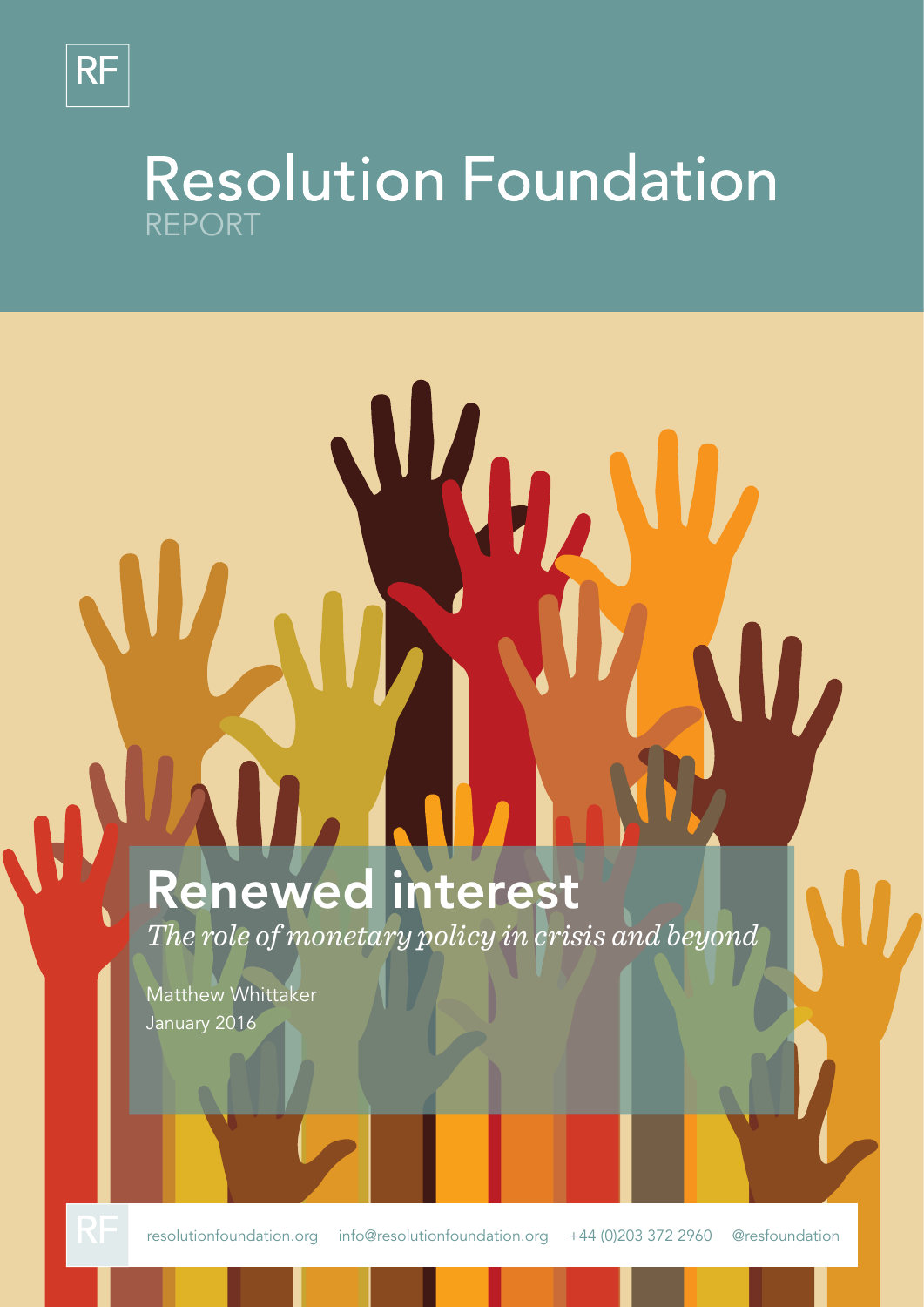RF

# Resolution Foundation

REPORT

# Renewed interest

*The role of monetary policy in crisis and beyond*

Matthew Whittaker

January 2016

resolutionfoundation.org info@resolutionfoundation.org +44 (0)203 372 2960 @resfoundation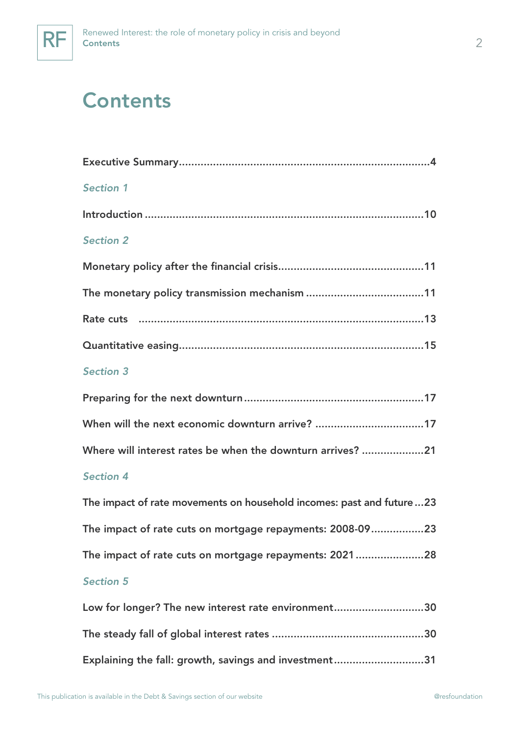# Contents

**Executive Summary**................................................................................4

*Section 1*

**Introduction**.......................................................................................10

*Section 2*

**Monetary policy after the financial crisis**..............................................11

**The monetary policy transmission mechanism**.....................................11

**Rate cuts**..........................................................................................13

**Quantitative easing**.............................................................................15

*Section 3*

**Preparing for the next downturn**..........................................................17

**When will the next economic downturn arrive?**...................................17

**Where will interest rates be when the downturn arrives?**....................21

*Section 4*

**The impact of rate movements on household incomes: past and future**...23

**The impact of rate cuts on mortgage repayments: 2008-09**.................23

**The impact of rate cuts on mortgage repayments: 2021**......................28

*Section 5*

**Low for longer? The new interest rate environment**............................30

**The steady fall of global interest rates**................................................30

**Explaining the fall: growth, savings and investment**............................31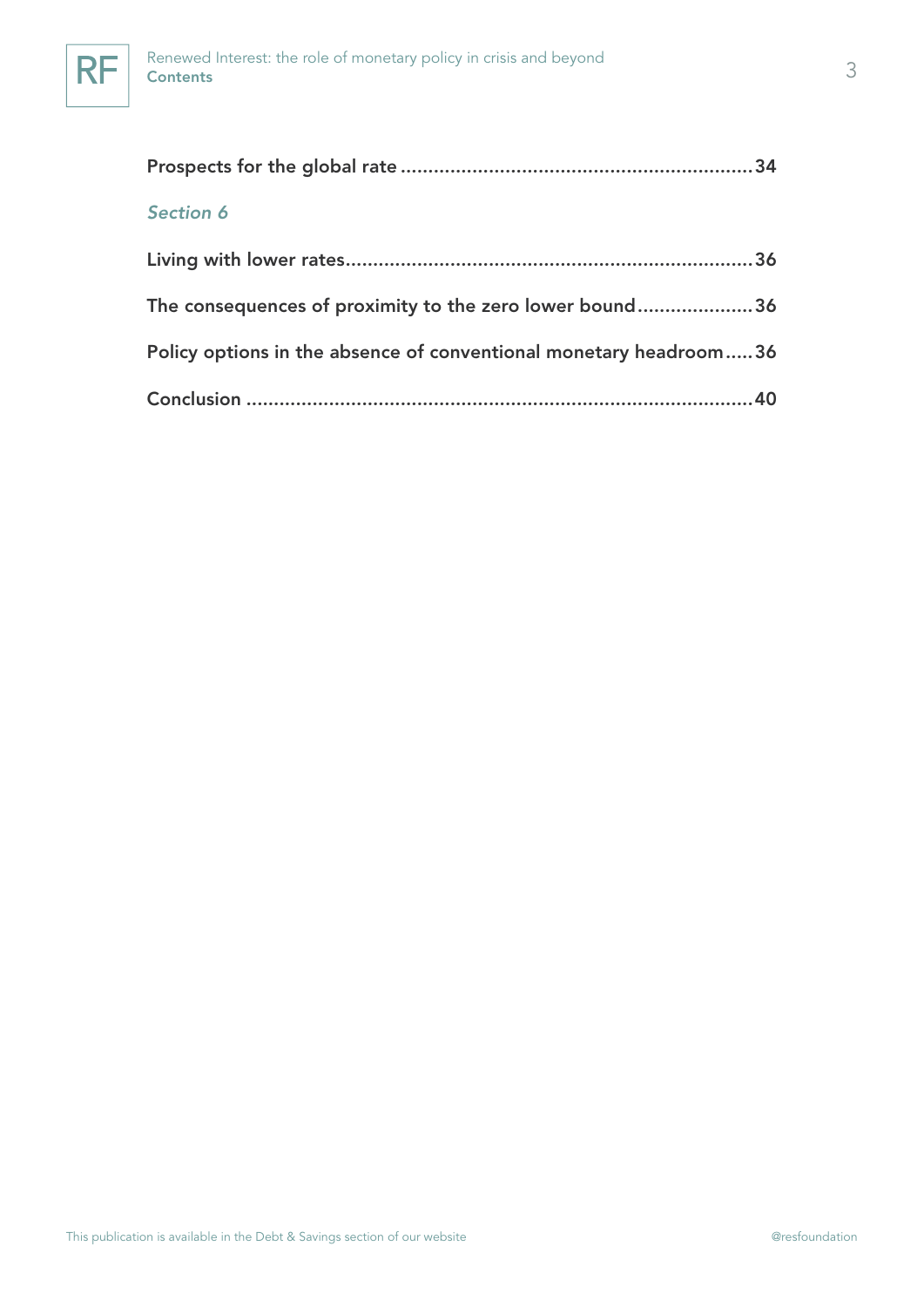**Prospects for the global rate** ........................................................ **34**

*Section 6*

**Living with lower rates** ........................................................ **36**

**The consequences of proximity to the zero lower bound** ........................................................ **36**

**Policy options in the absence of conventional monetary headroom** ........................................................ **36**

**Conclusion** ........................................................ **40**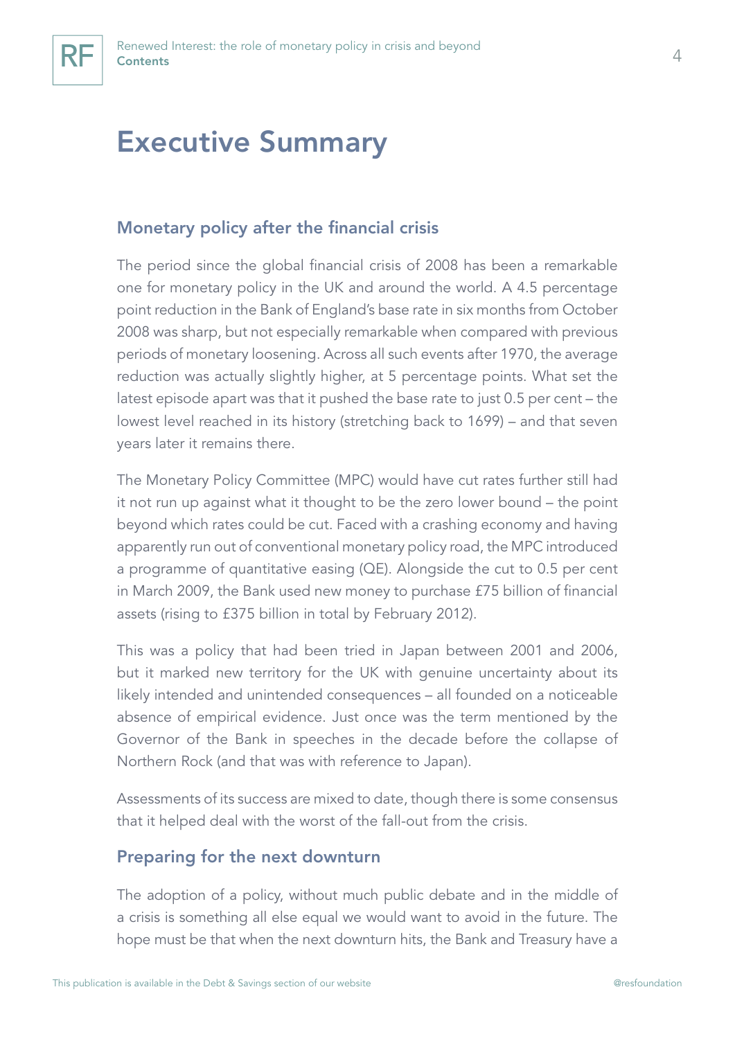# Executive Summary

## Monetary policy after the financial crisis

The period since the global financial crisis of 2008 has been a remarkable one for monetary policy in the UK and around the world. A 4.5 percentage point reduction in the Bank of England's base rate in six months from October 2008 was sharp, but not especially remarkable when compared with previous periods of monetary loosening. Across all such events after 1970, the average reduction was actually slightly higher, at 5 percentage points. What set the latest episode apart was that it pushed the base rate to just 0.5 per cent – the lowest level reached in its history (stretching back to 1699) – and that seven years later it remains there.

The Monetary Policy Committee (MPC) would have cut rates further still had it not run up against what it thought to be the zero lower bound – the point beyond which rates could be cut. Faced with a crashing economy and having apparently run out of conventional monetary policy road, the MPC introduced a programme of quantitative easing (QE). Alongside the cut to 0.5 per cent in March 2009, the Bank used new money to purchase £75 billion of financial assets (rising to £375 billion in total by February 2012).

This was a policy that had been tried in Japan between 2001 and 2006, but it marked new territory for the UK with genuine uncertainty about its likely intended and unintended consequences – all founded on a noticeable absence of empirical evidence. Just once was the term mentioned by the Governor of the Bank in speeches in the decade before the collapse of Northern Rock (and that was with reference to Japan).

Assessments of its success are mixed to date, though there is some consensus that it helped deal with the worst of the fall-out from the crisis.

## Preparing for the next downturn

The adoption of a policy, without much public debate and in the middle of a crisis is something all else equal we would want to avoid in the future. The hope must be that when the next downturn hits, the Bank and Treasury have a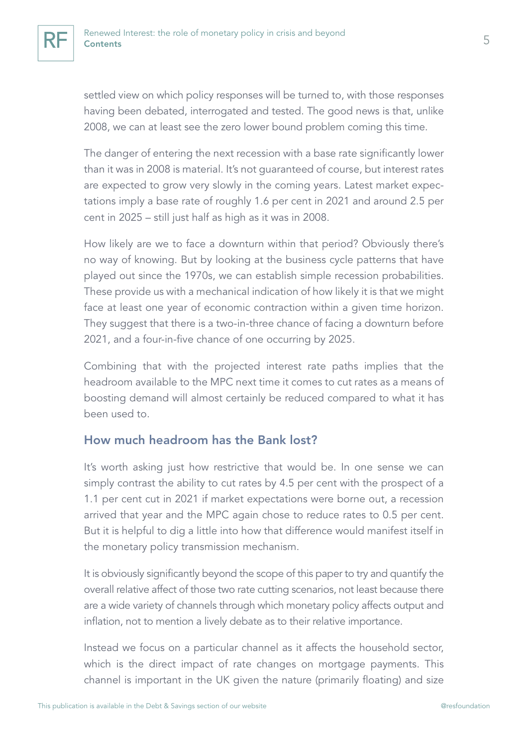settled view on which policy responses will be turned to, with those responses having been debated, interrogated and tested. The good news is that, unlike 2008, we can at least see the zero lower bound problem coming this time.

The danger of entering the next recession with a base rate significantly lower than it was in 2008 is material. It's not guaranteed of course, but interest rates are expected to grow very slowly in the coming years. Latest market expectations imply a base rate of roughly 1.6 per cent in 2021 and around 2.5 per cent in 2025 – still just half as high as it was in 2008.

How likely are we to face a downturn within that period? Obviously there's no way of knowing. But by looking at the business cycle patterns that have played out since the 1970s, we can establish simple recession probabilities. These provide us with a mechanical indication of how likely it is that we might face at least one year of economic contraction within a given time horizon. They suggest that there is a two-in-three chance of facing a downturn before 2021, and a four-in-five chance of one occurring by 2025.

Combining that with the projected interest rate paths implies that the headroom available to the MPC next time it comes to cut rates as a means of boosting demand will almost certainly be reduced compared to what it has been used to.

## How much headroom has the Bank lost?

It's worth asking just how restrictive that would be. In one sense we can simply contrast the ability to cut rates by 4.5 per cent with the prospect of a 1.1 per cent cut in 2021 if market expectations were borne out, a recession arrived that year and the MPC again chose to reduce rates to 0.5 per cent. But it is helpful to dig a little into how that difference would manifest itself in the monetary policy transmission mechanism.

It is obviously significantly beyond the scope of this paper to try and quantify the overall relative affect of those two rate cutting scenarios, not least because there are a wide variety of channels through which monetary policy affects output and inflation, not to mention a lively debate as to their relative importance.

Instead we focus on a particular channel as it affects the household sector, which is the direct impact of rate changes on mortgage payments. This channel is important in the UK given the nature (primarily floating) and size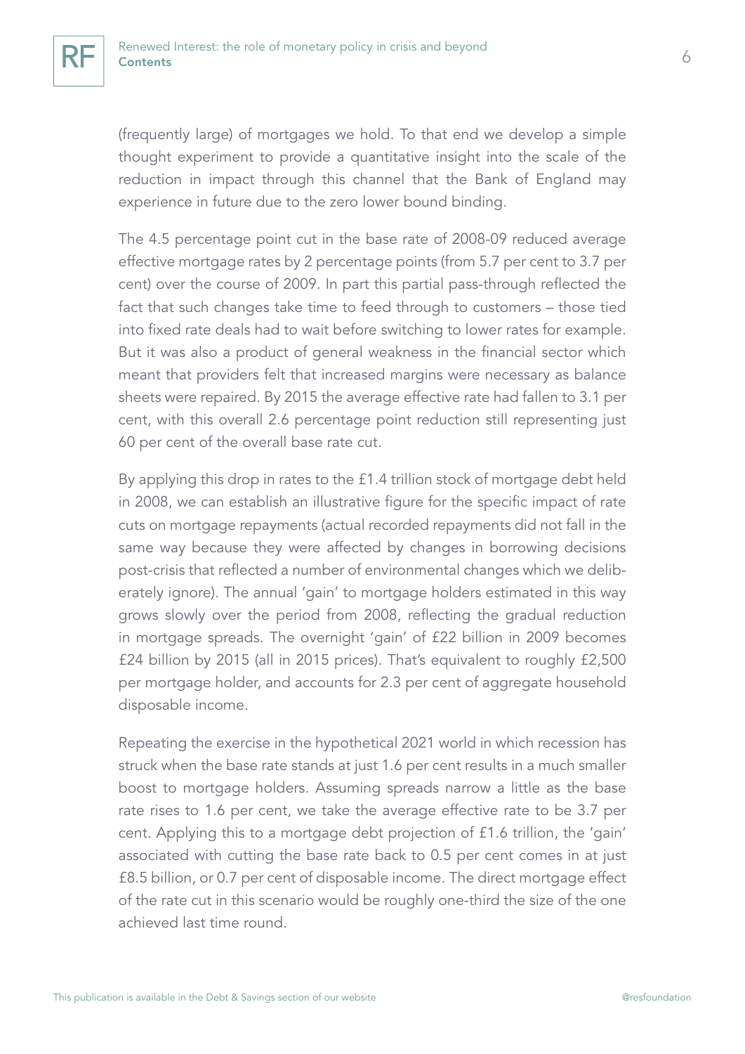(frequently large) of mortgages we hold. To that end we develop a simple thought experiment to provide a quantitative insight into the scale of the reduction in impact through this channel that the Bank of England may experience in future due to the zero lower bound binding.

The 4.5 percentage point cut in the base rate of 2008-09 reduced average effective mortgage rates by 2 percentage points (from 5.7 per cent to 3.7 per cent) over the course of 2009. In part this partial pass-through reflected the fact that such changes take time to feed through to customers – those tied into fixed rate deals had to wait before switching to lower rates for example. But it was also a product of general weakness in the financial sector which meant that providers felt that increased margins were necessary as balance sheets were repaired. By 2015 the average effective rate had fallen to 3.1 per cent, with this overall 2.6 percentage point reduction still representing just 60 per cent of the overall base rate cut.

By applying this drop in rates to the £1.4 trillion stock of mortgage debt held in 2008, we can establish an illustrative figure for the specific impact of rate cuts on mortgage repayments (actual recorded repayments did not fall in the same way because they were affected by changes in borrowing decisions post-crisis that reflected a number of environmental changes which we deliberately ignore). The annual 'gain' to mortgage holders estimated in this way grows slowly over the period from 2008, reflecting the gradual reduction in mortgage spreads. The overnight 'gain' of £22 billion in 2009 becomes £24 billion by 2015 (all in 2015 prices). That's equivalent to roughly £2,500 per mortgage holder, and accounts for 2.3 per cent of aggregate household disposable income.

Repeating the exercise in the hypothetical 2021 world in which recession has struck when the base rate stands at just 1.6 per cent results in a much smaller boost to mortgage holders. Assuming spreads narrow a little as the base rate rises to 1.6 per cent, we take the average effective rate to be 3.7 per cent. Applying this to a mortgage debt projection of £1.6 trillion, the 'gain' associated with cutting the base rate back to 0.5 per cent comes in at just £8.5 billion, or 0.7 per cent of disposable income. The direct mortgage effect of the rate cut in this scenario would be roughly one-third the size of the one achieved last time round.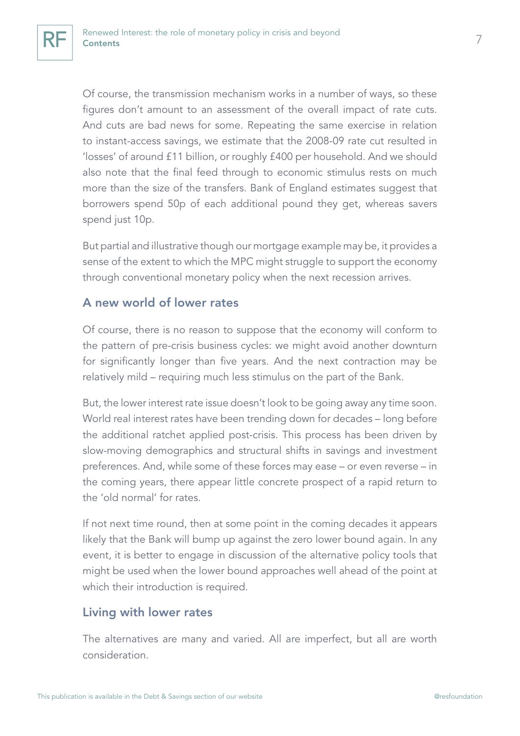Of course, the transmission mechanism works in a number of ways, so these figures don't amount to an assessment of the overall impact of rate cuts. And cuts are bad news for some. Repeating the same exercise in relation to instant-access savings, we estimate that the 2008-09 rate cut resulted in 'losses' of around £11 billion, or roughly £400 per household. And we should also note that the final feed through to economic stimulus rests on much more than the size of the transfers. Bank of England estimates suggest that borrowers spend 50p of each additional pound they get, whereas savers spend just 10p.

But partial and illustrative though our mortgage example may be, it provides a sense of the extent to which the MPC might struggle to support the economy through conventional monetary policy when the next recession arrives.

## A new world of lower rates

Of course, there is no reason to suppose that the economy will conform to the pattern of pre-crisis business cycles: we might avoid another downturn for significantly longer than five years. And the next contraction may be relatively mild – requiring much less stimulus on the part of the Bank.

But, the lower interest rate issue doesn't look to be going away any time soon. World real interest rates have been trending down for decades – long before the additional ratchet applied post-crisis. This process has been driven by slow-moving demographics and structural shifts in savings and investment preferences. And, while some of these forces may ease – or even reverse – in the coming years, there appear little concrete prospect of a rapid return to the 'old normal' for rates.

If not next time round, then at some point in the coming decades it appears likely that the Bank will bump up against the zero lower bound again. In any event, it is better to engage in discussion of the alternative policy tools that might be used when the lower bound approaches well ahead of the point at which their introduction is required.

## Living with lower rates

The alternatives are many and varied. All are imperfect, but all are worth consideration.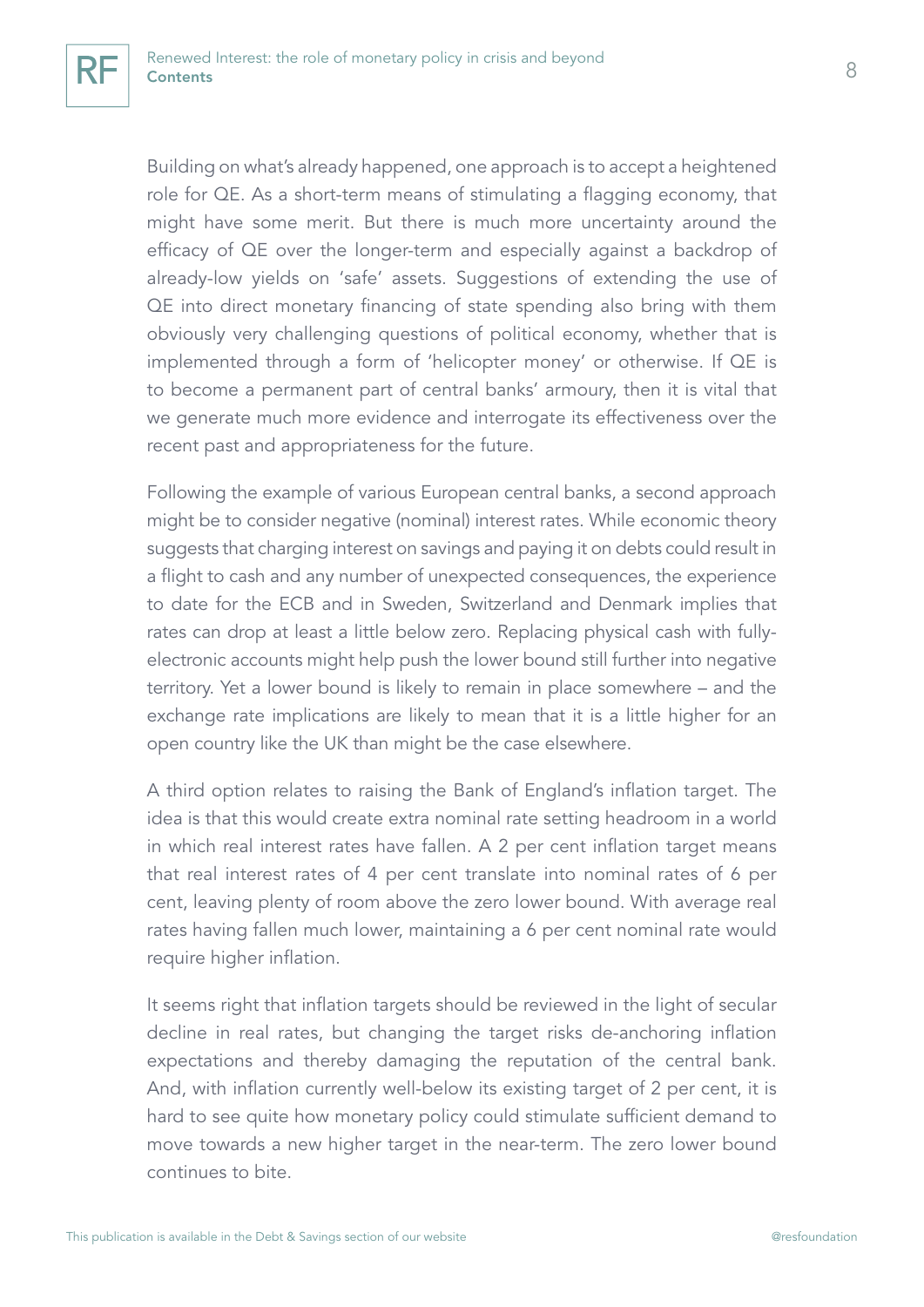Building on what's already happened, one approach is to accept a heightened role for QE. As a short-term means of stimulating a flagging economy, that might have some merit. But there is much more uncertainty around the efficacy of QE over the longer-term and especially against a backdrop of already-low yields on 'safe' assets. Suggestions of extending the use of QE into direct monetary financing of state spending also bring with them obviously very challenging questions of political economy, whether that is implemented through a form of 'helicopter money' or otherwise. If QE is to become a permanent part of central banks' armoury, then it is vital that we generate much more evidence and interrogate its effectiveness over the recent past and appropriateness for the future.

Following the example of various European central banks, a second approach might be to consider negative (nominal) interest rates. While economic theory suggests that charging interest on savings and paying it on debts could result in a flight to cash and any number of unexpected consequences, the experience to date for the ECB and in Sweden, Switzerland and Denmark implies that rates can drop at least a little below zero. Replacing physical cash with fully-electronic accounts might help push the lower bound still further into negative territory. Yet a lower bound is likely to remain in place somewhere – and the exchange rate implications are likely to mean that it is a little higher for an open country like the UK than might be the case elsewhere.

A third option relates to raising the Bank of England's inflation target. The idea is that this would create extra nominal rate setting headroom in a world in which real interest rates have fallen. A 2 per cent inflation target means that real interest rates of 4 per cent translate into nominal rates of 6 per cent, leaving plenty of room above the zero lower bound. With average real rates having fallen much lower, maintaining a 6 per cent nominal rate would require higher inflation.

It seems right that inflation targets should be reviewed in the light of secular decline in real rates, but changing the target risks de-anchoring inflation expectations and thereby damaging the reputation of the central bank. And, with inflation currently well-below its existing target of 2 per cent, it is hard to see quite how monetary policy could stimulate sufficient demand to move towards a new higher target in the near-term. The zero lower bound continues to bite.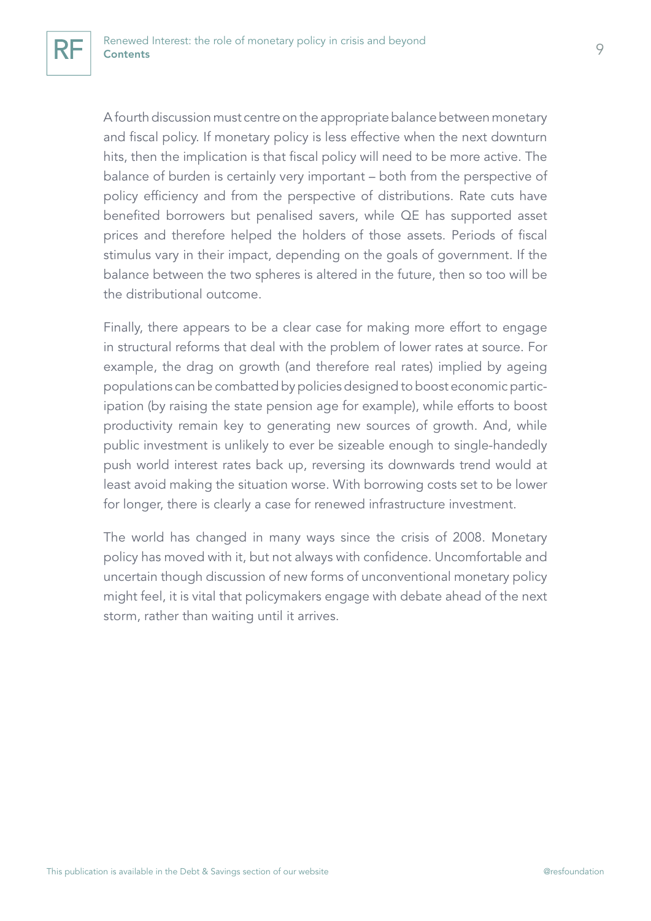A fourth discussion must centre on the appropriate balance between monetary and fiscal policy. If monetary policy is less effective when the next downturn hits, then the implication is that fiscal policy will need to be more active. The balance of burden is certainly very important – both from the perspective of policy efficiency and from the perspective of distributions. Rate cuts have benefited borrowers but penalised savers, while QE has supported asset prices and therefore helped the holders of those assets. Periods of fiscal stimulus vary in their impact, depending on the goals of government. If the balance between the two spheres is altered in the future, then so too will be the distributional outcome.

Finally, there appears to be a clear case for making more effort to engage in structural reforms that deal with the problem of lower rates at source. For example, the drag on growth (and therefore real rates) implied by ageing populations can be combatted by policies designed to boost economic participation (by raising the state pension age for example), while efforts to boost productivity remain key to generating new sources of growth. And, while public investment is unlikely to ever be sizeable enough to single-handedly push world interest rates back up, reversing its downwards trend would at least avoid making the situation worse. With borrowing costs set to be lower for longer, there is clearly a case for renewed infrastructure investment.

The world has changed in many ways since the crisis of 2008. Monetary policy has moved with it, but not always with confidence. Uncomfortable and uncertain though discussion of new forms of unconventional monetary policy might feel, it is vital that policymakers engage with debate ahead of the next storm, rather than waiting until it arrives.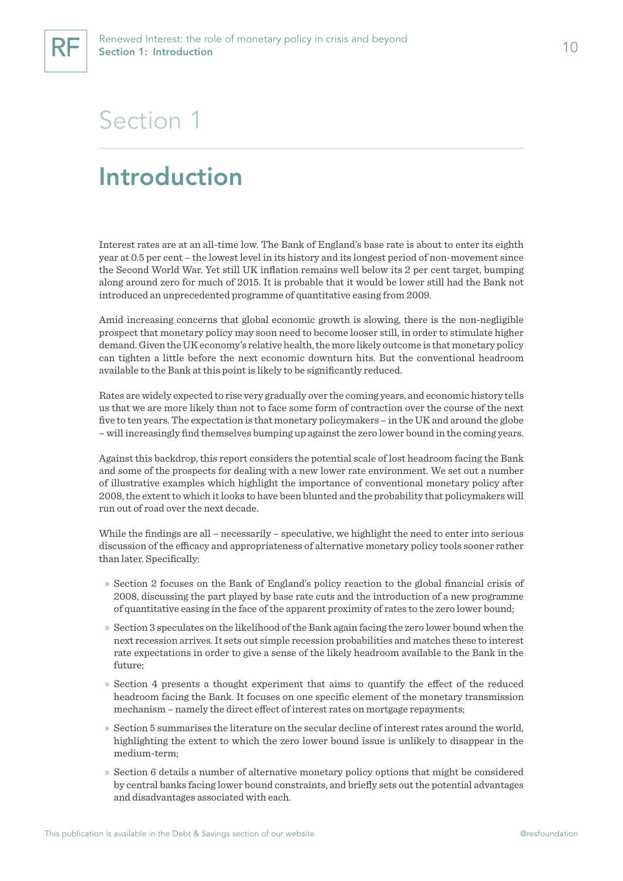# Section 1

## Introduction

Interest rates are at an all-time low. The Bank of England's base rate is about to enter its eighth year at 0.5 per cent – the lowest level in its history and its longest period of non-movement since the Second World War. Yet still UK inflation remains well below its 2 per cent target, bumping along around zero for much of 2015. It is probable that it would be lower still had the Bank not introduced an unprecedented programme of quantitative easing from 2009.

Amid increasing concerns that global economic growth is slowing, there is the non-negligible prospect that monetary policy may soon need to become looser still, in order to stimulate higher demand. Given the UK economy's relative health, the more likely outcome is that monetary policy can tighten a little before the next economic downturn hits. But the conventional headroom available to the Bank at this point is likely to be significantly reduced.

Rates are widely expected to rise very gradually over the coming years, and economic history tells us that we are more likely than not to face some form of contraction over the course of the next five to ten years. The expectation is that monetary policymakers – in the UK and around the globe – will increasingly find themselves bumping up against the zero lower bound in the coming years.

Against this backdrop, this report considers the potential scale of lost headroom facing the Bank and some of the prospects for dealing with a new lower rate environment. We set out a number of illustrative examples which highlight the importance of conventional monetary policy after 2008, the extent to which it looks to have been blunted and the probability that policymakers will run out of road over the next decade.

While the findings are all – necessarily – speculative, we highlight the need to enter into serious discussion of the efficacy and appropriateness of alternative monetary policy tools sooner rather than later. Specifically:

- Section 2 focuses on the Bank of England's policy reaction to the global financial crisis of 2008, discussing the part played by base rate cuts and the introduction of a new programme of quantitative easing in the face of the apparent proximity of rates to the zero lower bound;
- Section 3 speculates on the likelihood of the Bank again facing the zero lower bound when the next recession arrives. It sets out simple recession probabilities and matches these to interest rate expectations in order to give a sense of the likely headroom available to the Bank in the future;
- Section 4 presents a thought experiment that aims to quantify the effect of the reduced headroom facing the Bank. It focuses on one specific element of the monetary transmission mechanism – namely the direct effect of interest rates on mortgage repayments;
- Section 5 summarises the literature on the secular decline of interest rates around the world, highlighting the extent to which the zero lower bound issue is unlikely to disappear in the medium-term;
- Section 6 details a number of alternative monetary policy options that might be considered by central banks facing lower bound constraints, and briefly sets out the potential advantages and disadvantages associated with each.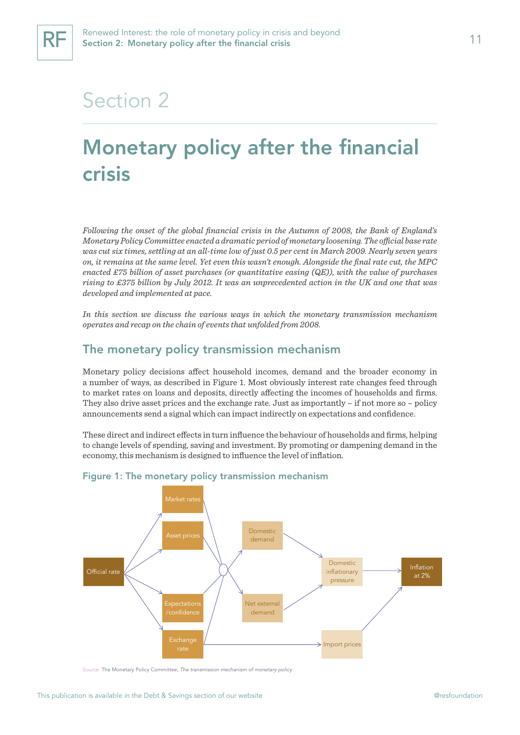# Section 2

# Monetary policy after the financial crisis

*Following the onset of the global financial crisis in the Autumn of 2008, the Bank of England's Monetary Policy Committee enacted a dramatic period of monetary loosening. The official base rate was cut six times, settling at an all-time low of just 0.5 per cent in March 2009. Nearly seven years on, it remains at the same level. Yet even this wasn't enough. Alongside the final rate cut, the MPC enacted £75 billion of asset purchases (or quantitative easing (QE)), with the value of purchases rising to £375 billion by July 2012. It was an unprecedented action in the UK and one that was developed and implemented at pace.*

*In this section we discuss the various ways in which the monetary transmission mechanism operates and recap on the chain of events that unfolded from 2008.*

## The monetary policy transmission mechanism

Monetary policy decisions affect household incomes, demand and the broader economy in a number of ways, as described in Figure 1. Most obviously interest rate changes feed through to market rates on loans and deposits, directly affecting the incomes of households and firms. They also drive asset prices and the exchange rate. Just as importantly – if not more so – policy announcements send a signal which can impact indirectly on expectations and confidence.

These direct and indirect effects in turn influence the behaviour of households and firms, helping to change levels of spending, saving and investment. By promoting or dampening demand in the economy, this mechanism is designed to influence the level of inflation.

### Figure 1: The monetary policy transmission mechanism

Official rate → Market rates, Asset prices, Expectations/confidence, Exchange rate → Domestic demand, Net external demand → Domestic inflationary pressure → Inflation at 2%

Exchange rate → Import prices → Inflation at 2%

Source: The Monetary Policy Committee, *The transmission mechanism of monetary policy*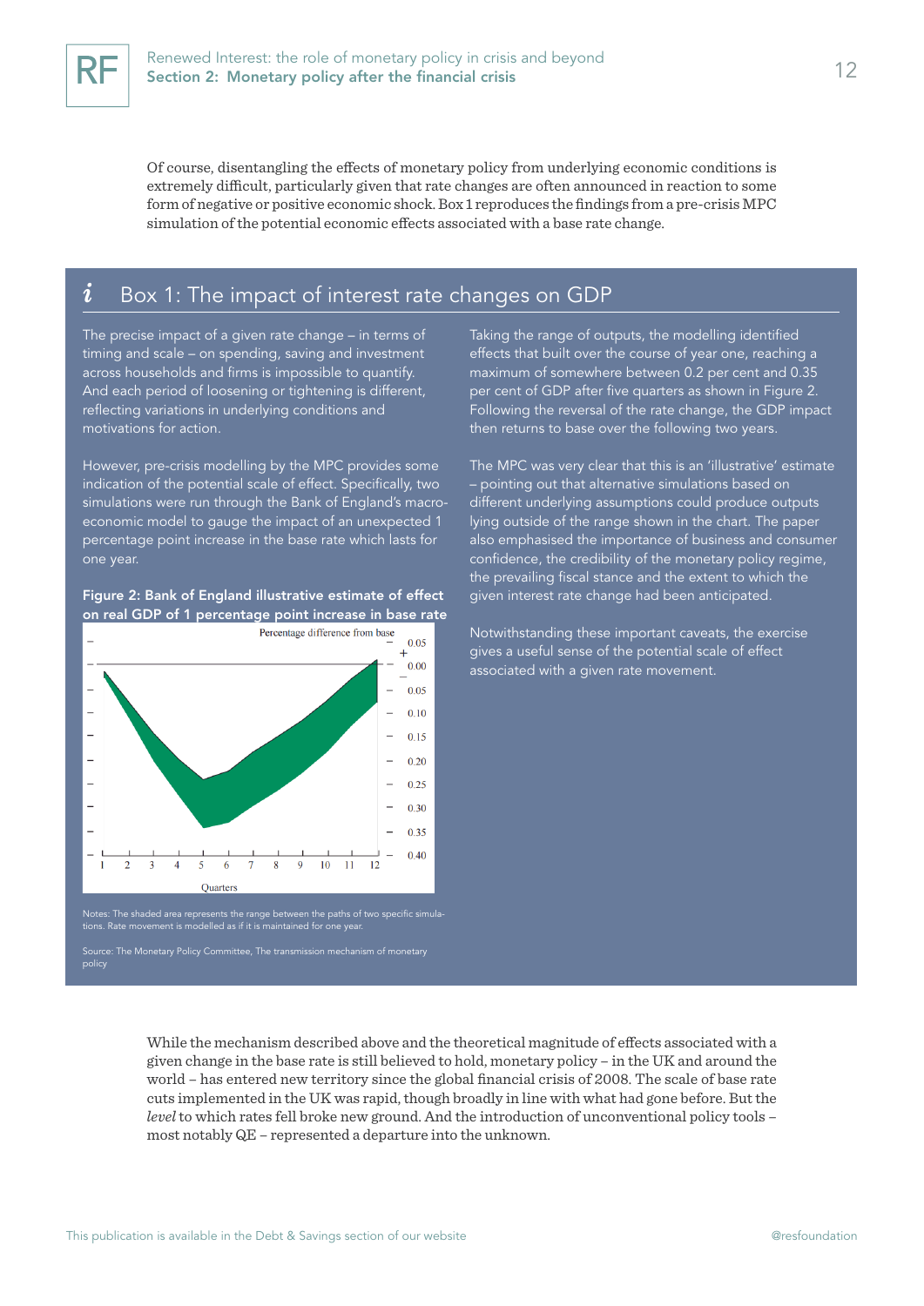Of course, disentangling the effects of monetary policy from underlying economic conditions is extremely difficult, particularly given that rate changes are often announced in reaction to some form of negative or positive economic shock. Box 1 reproduces the findings from a pre-crisis MPC simulation of the potential economic effects associated with a base rate change.

## Box 1: The impact of interest rate changes on GDP

The precise impact of a given rate change – in terms of timing and scale – on spending, saving and investment across households and firms is impossible to quantify. And each period of loosening or tightening is different, reflecting variations in underlying conditions and motivations for action.

However, pre-crisis modelling by the MPC provides some indication of the potential scale of effect. Specifically, two simulations were run through the Bank of England's macro-economic model to gauge the impact of an unexpected 1 percentage point increase in the base rate which lasts for one year.

**Figure 2: Bank of England illustrative estimate of effect on real GDP of 1 percentage point increase in base rate**

Notes: The shaded area represents the range between the paths of two specific simulations. Rate movement is modelled as if it is maintained for one year.

Source: The Monetary Policy Committee, The transmission mechanism of monetary policy

Taking the range of outputs, the modelling identified effects that built over the course of year one, reaching a maximum of somewhere between 0.2 per cent and 0.35 per cent of GDP after five quarters as shown in Figure 2. Following the reversal of the rate change, the GDP impact then returns to base over the following two years.

The MPC was very clear that this is an 'illustrative' estimate – pointing out that alternative simulations based on different underlying assumptions could produce outputs lying outside of the range shown in the chart. The paper also emphasised the importance of business and consumer confidence, the credibility of the monetary policy regime, the prevailing fiscal stance and the extent to which the given interest rate change had been anticipated.

Notwithstanding these important caveats, the exercise gives a useful sense of the potential scale of effect associated with a given rate movement.

While the mechanism described above and the theoretical magnitude of effects associated with a given change in the base rate is still believed to hold, monetary policy – in the UK and around the world – has entered new territory since the global financial crisis of 2008. The scale of base rate cuts implemented in the UK was rapid, though broadly in line with what had gone before. But the *level* to which rates fell broke new ground. And the introduction of unconventional policy tools – most notably QE – represented a departure into the unknown.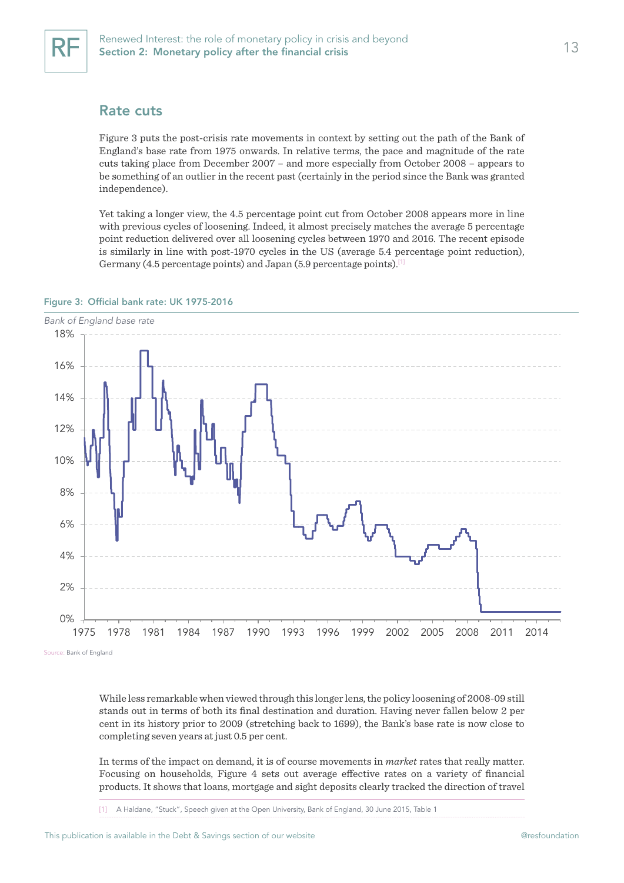## Rate cuts

Figure 3 puts the post-crisis rate movements in context by setting out the path of the Bank of England's base rate from 1975 onwards. In relative terms, the pace and magnitude of the rate cuts taking place from December 2007 – and more especially from October 2008 – appears to be something of an outlier in the recent past (certainly in the period since the Bank was granted independence).

Yet taking a longer view, the 4.5 percentage point cut from October 2008 appears more in line with previous cycles of loosening. Indeed, it almost precisely matches the average 5 percentage point reduction delivered over all loosening cycles between 1970 and 2016. The recent episode is similarly in line with post-1970 cycles in the US (average 5.4 percentage point reduction), Germany (4.5 percentage points) and Japan (5.9 percentage points).[1]

**Figure 3: Official bank rate: UK 1975-2016**

*Bank of England base rate*

Source: Bank of England

While less remarkable when viewed through this longer lens, the policy loosening of 2008-09 still stands out in terms of both its final destination and duration. Having never fallen below 2 per cent in its history prior to 2009 (stretching back to 1699), the Bank's base rate is now close to completing seven years at just 0.5 per cent.

In terms of the impact on demand, it is of course movements in *market* rates that really matter. Focusing on households, Figure 4 sets out average effective rates on a variety of financial products. It shows that loans, mortgage and sight deposits clearly tracked the direction of travel

[1] A Haldane, "Stuck", Speech given at the Open University, Bank of England, 30 June 2015, Table 1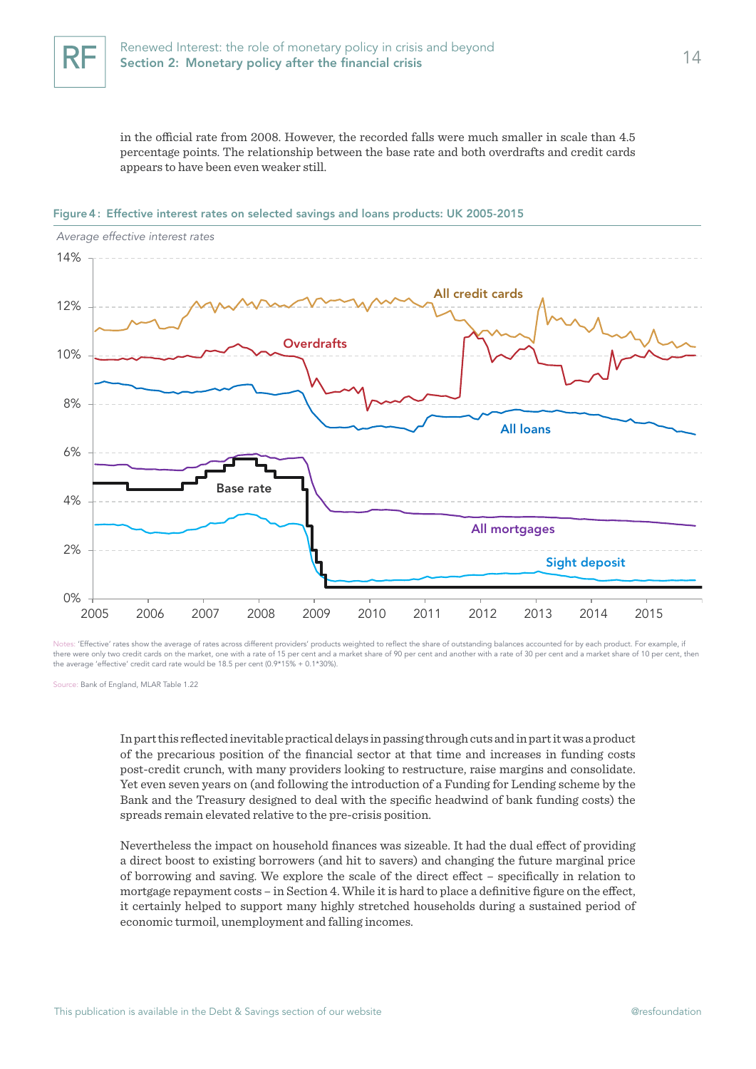in the official rate from 2008. However, the recorded falls were much smaller in scale than 4.5 percentage points. The relationship between the base rate and both overdrafts and credit cards appears to have been even weaker still.

**Figure 4: Effective interest rates on selected savings and loans products: UK 2005-2015**

*Average effective interest rates*

Notes: 'Effective' rates show the average of rates across different providers' products weighted to reflect the share of outstanding balances accounted for by each product. For example, if there were only two credit cards on the market, one with a rate of 15 per cent and a market share of 90 per cent and another with a rate of 30 per cent and a market share of 10 per cent, then the average 'effective' credit card rate would be 18.5 per cent (0.9*15% + 0.1*30%).

Source: Bank of England, MLAR Table 1.22

In part this reflected inevitable practical delays in passing through cuts and in part it was a product of the precarious position of the financial sector at that time and increases in funding costs post-credit crunch, with many providers looking to restructure, raise margins and consolidate. Yet even seven years on (and following the introduction of a Funding for Lending scheme by the Bank and the Treasury designed to deal with the specific headwind of bank funding costs) the spreads remain elevated relative to the pre-crisis position.

Nevertheless the impact on household finances was sizeable. It had the dual effect of providing a direct boost to existing borrowers (and hit to savers) and changing the future marginal price of borrowing and saving. We explore the scale of the direct effect – specifically in relation to mortgage repayment costs – in Section 4. While it is hard to place a definitive figure on the effect, it certainly helped to support many highly stretched households during a sustained period of economic turmoil, unemployment and falling incomes.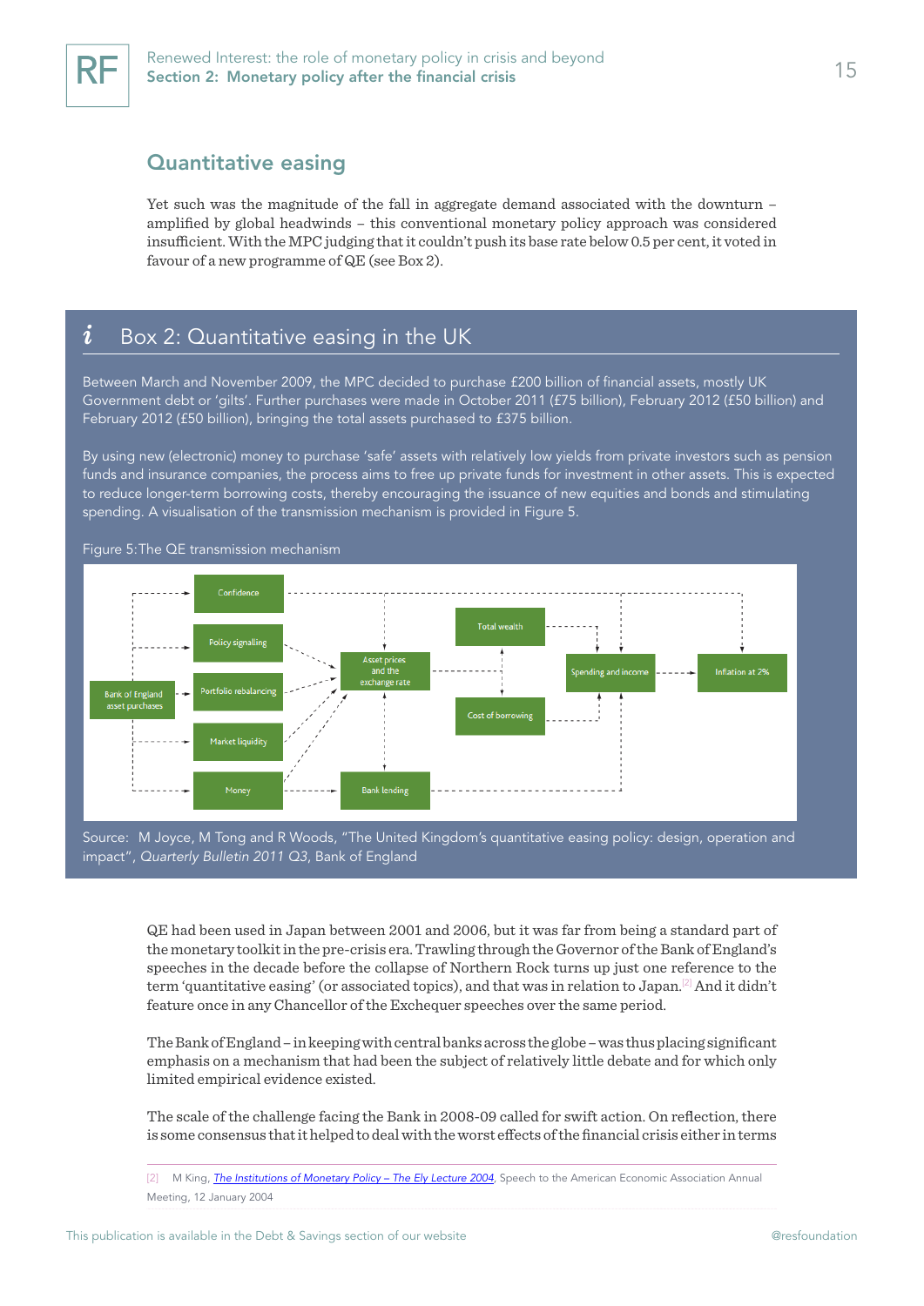## Quantitative easing

Yet such was the magnitude of the fall in aggregate demand associated with the downturn – amplified by global headwinds – this conventional monetary policy approach was considered insufficient. With the MPC judging that it couldn't push its base rate below 0.5 per cent, it voted in favour of a new programme of QE (see Box 2).

### Box 2: Quantitative easing in the UK

Between March and November 2009, the MPC decided to purchase £200 billion of financial assets, mostly UK Government debt or 'gilts'. Further purchases were made in October 2011 (£75 billion), February 2012 (£50 billion) and February 2012 (£50 billion), bringing the total assets purchased to £375 billion.

By using new (electronic) money to purchase 'safe' assets with relatively low yields from private investors such as pension funds and insurance companies, the process aims to free up private funds for investment in other assets. This is expected to reduce longer-term borrowing costs, thereby encouraging the issuance of new equities and bonds and stimulating spending. A visualisation of the transmission mechanism is provided in Figure 5.

Figure 5: The QE transmission mechanism

Bank of England asset purchases → Confidence; Policy signalling; Portfolio rebalancing; Market liquidity; Money → Asset prices and the exchange rate; Bank lending → Total wealth; Cost of borrowing → Spending and income → Inflation at 2%

Source: M Joyce, M Tong and R Woods, "The United Kingdom's quantitative easing policy: design, operation and impact", *Quarterly Bulletin 2011 Q3*, Bank of England

QE had been used in Japan between 2001 and 2006, but it was far from being a standard part of the monetary toolkit in the pre-crisis era. Trawling through the Governor of the Bank of England's speeches in the decade before the collapse of Northern Rock turns up just one reference to the term 'quantitative easing' (or associated topics), and that was in relation to Japan.[2] And it didn't feature once in any Chancellor of the Exchequer speeches over the same period.

The Bank of England – in keeping with central banks across the globe – was thus placing significant emphasis on a mechanism that had been the subject of relatively little debate and for which only limited empirical evidence existed.

The scale of the challenge facing the Bank in 2008-09 called for swift action. On reflection, there is some consensus that it helped to deal with the worst effects of the financial crisis either in terms

[2] M King, *The Institutions of Monetary Policy – The Ely Lecture 2004*, Speech to the American Economic Association Annual Meeting, 12 January 2004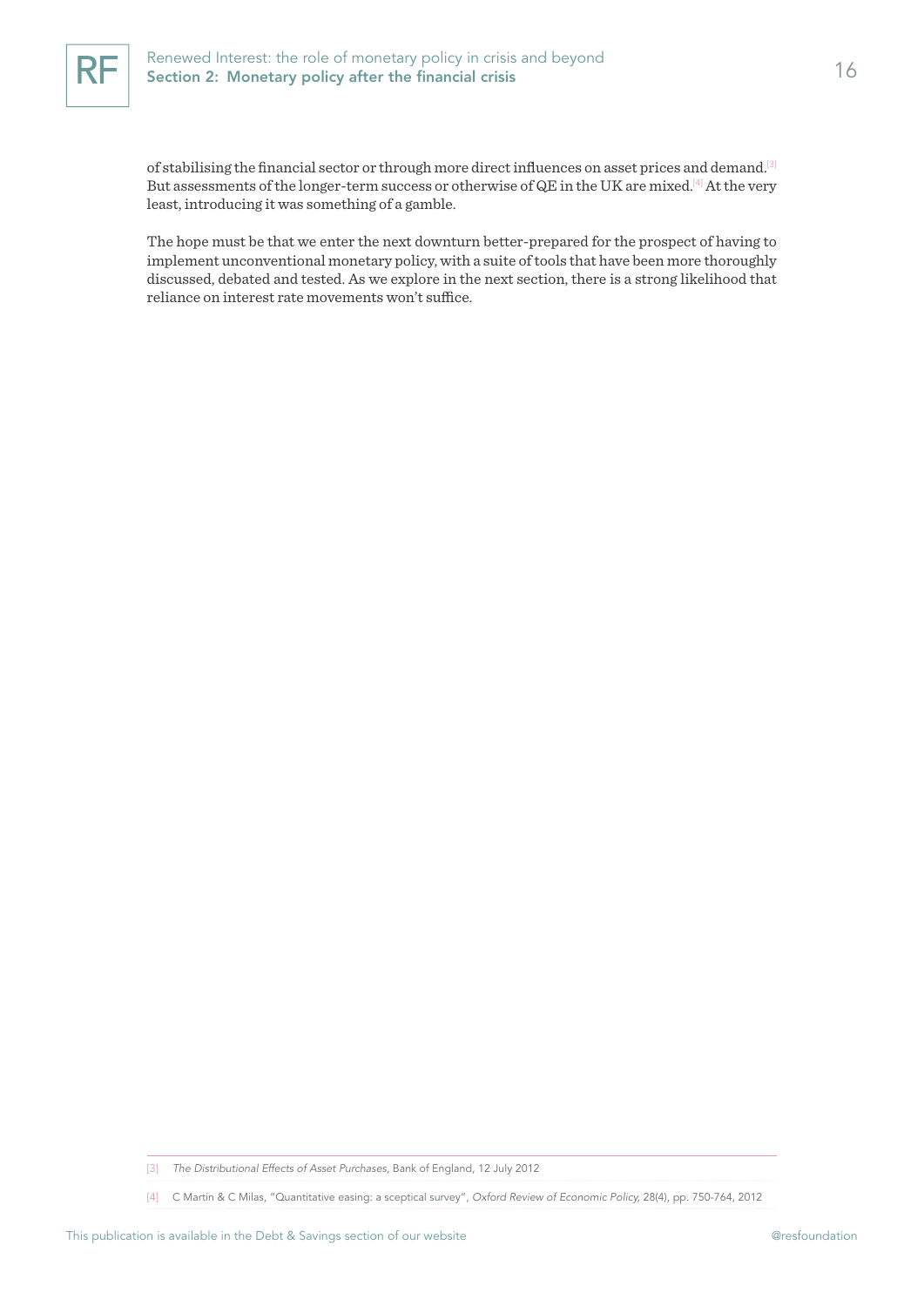of stabilising the financial sector or through more direct influences on asset prices and demand.[3] But assessments of the longer-term success or otherwise of QE in the UK are mixed.[4] At the very least, introducing it was something of a gamble.

The hope must be that we enter the next downturn better-prepared for the prospect of having to implement unconventional monetary policy, with a suite of tools that have been more thoroughly discussed, debated and tested. As we explore in the next section, there is a strong likelihood that reliance on interest rate movements won't suffice.

---

[3] *The Distributional Effects of Asset Purchases*, Bank of England, 12 July 2012

[4] C Martin & C Milas, "Quantitative easing: a sceptical survey", *Oxford Review of Economic Policy*, 28(4), pp. 750-764, 2012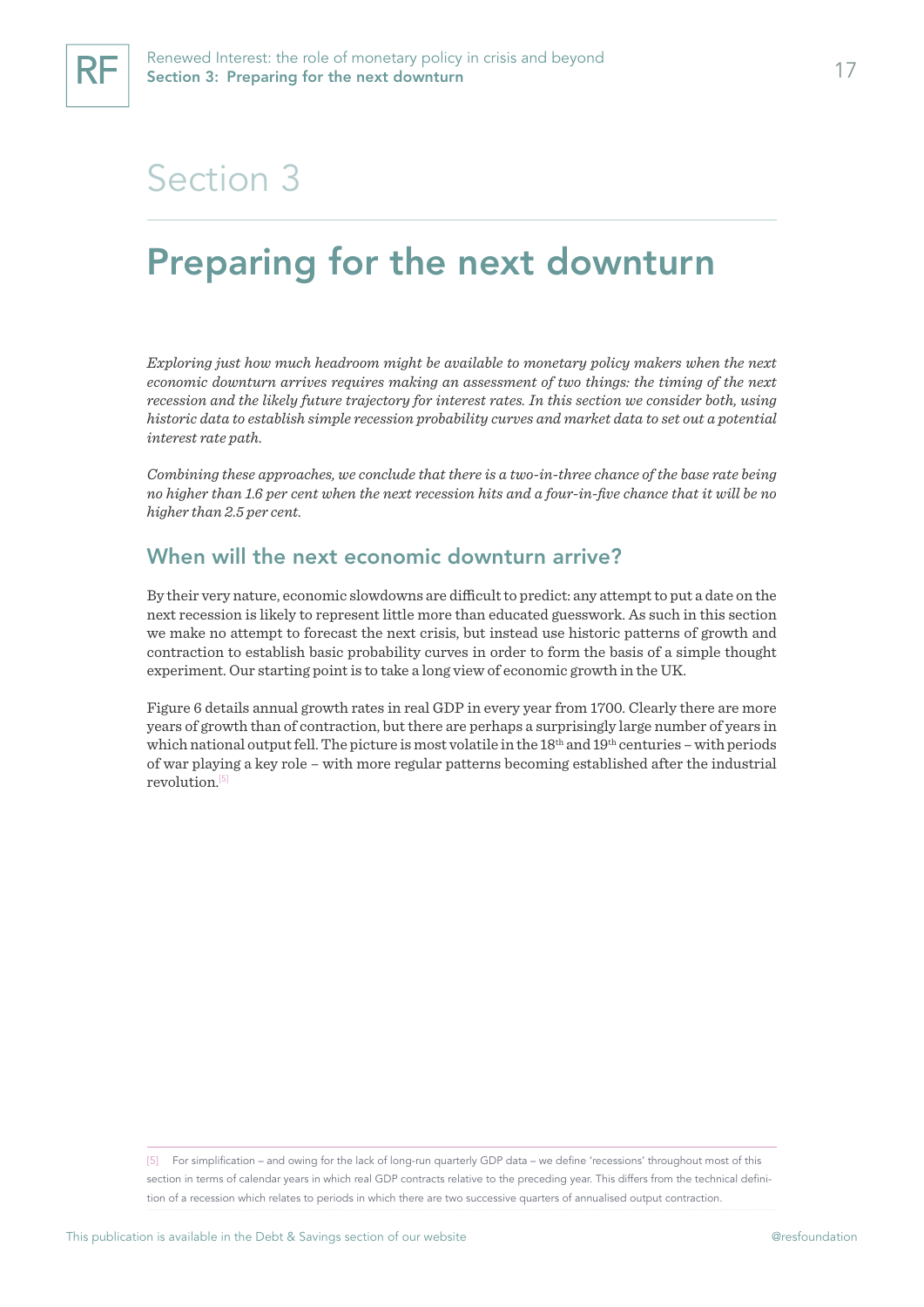# Section 3

## Preparing for the next downturn

*Exploring just how much headroom might be available to monetary policy makers when the next economic downturn arrives requires making an assessment of two things: the timing of the next recession and the likely future trajectory for interest rates. In this section we consider both, using historic data to establish simple recession probability curves and market data to set out a potential interest rate path.*

*Combining these approaches, we conclude that there is a two-in-three chance of the base rate being no higher than 1.6 per cent when the next recession hits and a four-in-five chance that it will be no higher than 2.5 per cent.*

### When will the next economic downturn arrive?

By their very nature, economic slowdowns are difficult to predict: any attempt to put a date on the next recession is likely to represent little more than educated guesswork. As such in this section we make no attempt to forecast the next crisis, but instead use historic patterns of growth and contraction to establish basic probability curves in order to form the basis of a simple thought experiment. Our starting point is to take a long view of economic growth in the UK.

Figure 6 details annual growth rates in real GDP in every year from 1700. Clearly there are more years of growth than of contraction, but there are perhaps a surprisingly large number of years in which national output fell. The picture is most volatile in the 18th and 19th centuries – with periods of war playing a key role – with more regular patterns becoming established after the industrial revolution.[5]

[5] For simplification – and owing for the lack of long-run quarterly GDP data – we define 'recessions' throughout most of this section in terms of calendar years in which real GDP contracts relative to the preceding year. This differs from the technical definition of a recession which relates to periods in which there are two successive quarters of annualised output contraction.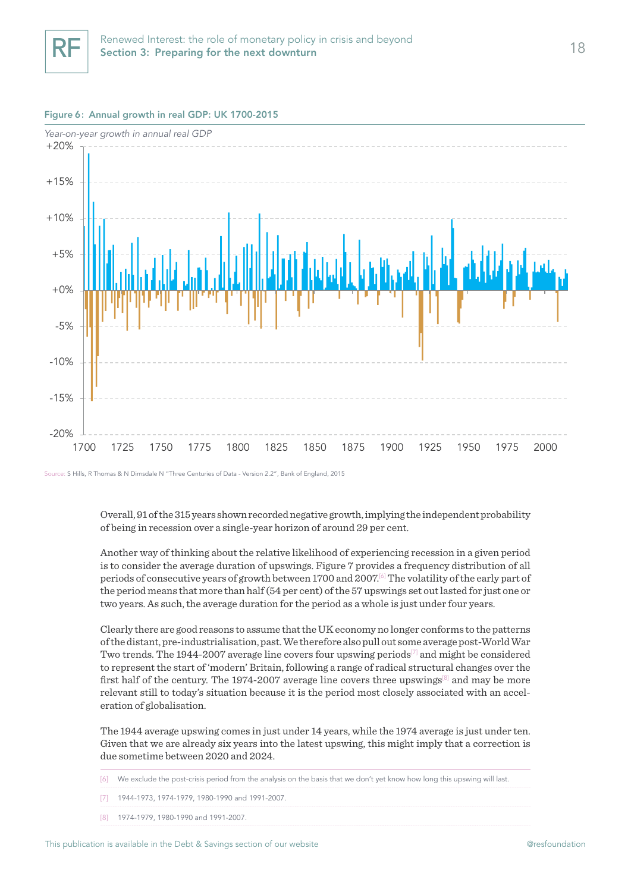**Figure 6: Annual growth in real GDP: UK 1700-2015**

*Year-on-year growth in annual real GDP*

Source: S Hills, R Thomas & N Dimsdale N "Three Centuries of Data - Version 2.2", Bank of England, 2015

Overall, 91 of the 315 years shown recorded negative growth, implying the independent probability of being in recession over a single-year horizon of around 29 per cent.

Another way of thinking about the relative likelihood of experiencing recession in a given period is to consider the average duration of upswings. Figure 7 provides a frequency distribution of all periods of consecutive years of growth between 1700 and 2007.[6] The volatility of the early part of the period means that more than half (54 per cent) of the 57 upswings set out lasted for just one or two years. As such, the average duration for the period as a whole is just under four years.

Clearly there are good reasons to assume that the UK economy no longer conforms to the patterns of the distant, pre-industrialisation, past. We therefore also pull out some average post-World War Two trends. The 1944-2007 average line covers four upswing periods[7] and might be considered to represent the start of 'modern' Britain, following a range of radical structural changes over the first half of the century. The 1974-2007 average line covers three upswings[8] and may be more relevant still to today's situation because it is the period most closely associated with an acceleration of globalisation.

The 1944 average upswing comes in just under 14 years, while the 1974 average is just under ten. Given that we are already six years into the latest upswing, this might imply that a correction is due sometime between 2020 and 2024.

[6] We exclude the post-crisis period from the analysis on the basis that we don't yet know how long this upswing will last.

[7] 1944-1973, 1974-1979, 1980-1990 and 1991-2007.

[8] 1974-1979, 1980-1990 and 1991-2007.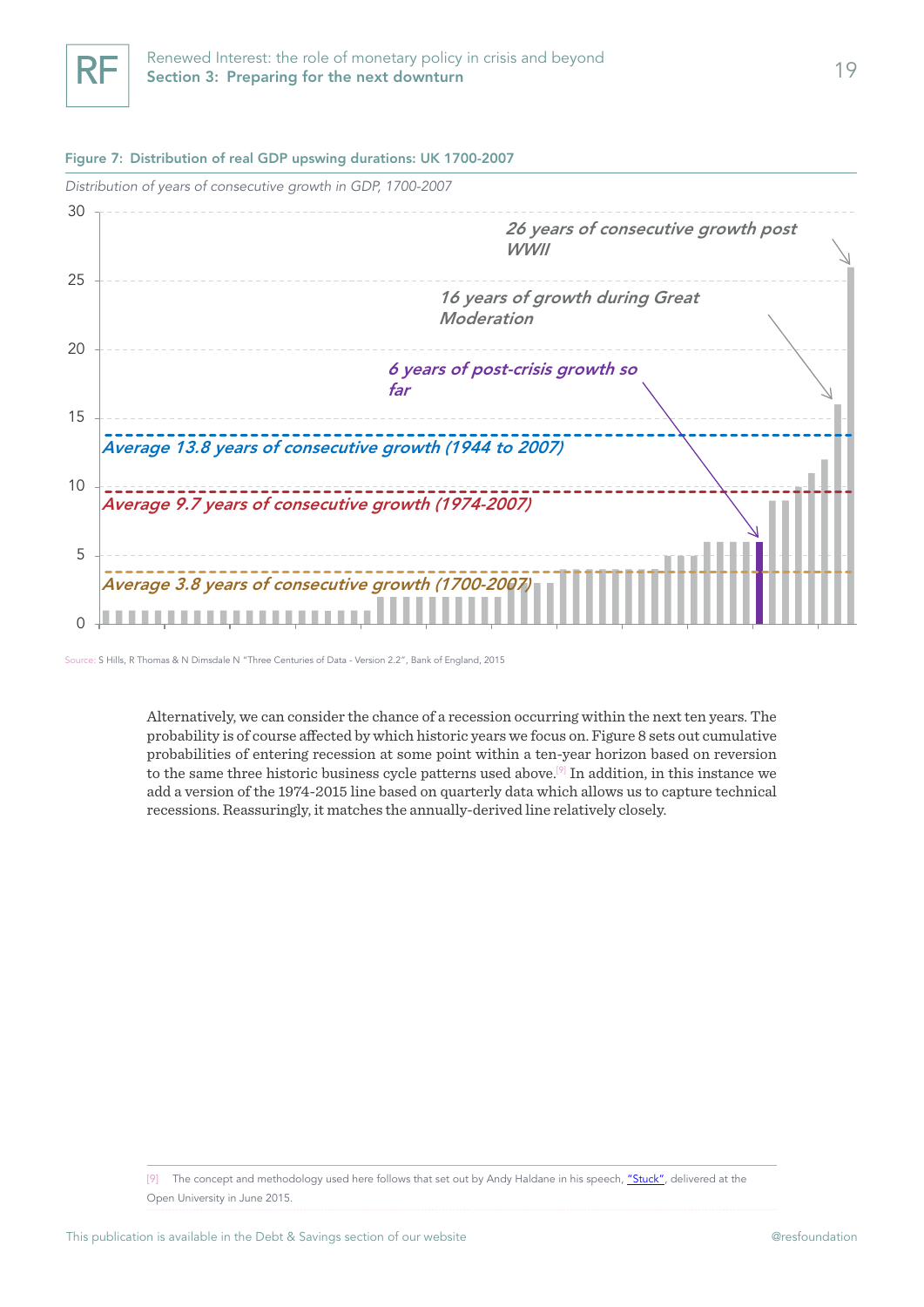Figure 7: Figure 7: Distribution of real GDP upswing durations: UK 1700-2007

*Distribution of years of consecutive growth in GDP, 1700-2007*

*26 years of consecutive growth post WWII*

*16 years of growth during Great Moderation*

*6 years of post-crisis growth so far*

*Average 13.8 years of consecutive growth (1944 to 2007)*

*Average 9.7 years of consecutive growth (1974-2007)*

*Average 3.8 years of consecutive growth (1700-2007)*

Source: S Hills, R Thomas & N Dimsdale N "Three Centuries of Data - Version 2.2", Bank of England, 2015

Alternatively, we can consider the chance of a recession occurring within the next ten years. The probability is of course affected by which historic years we focus on. Figure 8 sets out cumulative probabilities of entering recession at some point within a ten-year horizon based on reversion to the same three historic business cycle patterns used above.[9] In addition, in this instance we add a version of the 1974-2015 line based on quarterly data which allows us to capture technical recessions. Reassuringly, it matches the annually-derived line relatively closely.

[9] The concept and methodology used here follows that set out by Andy Haldane in his speech, "Stuck", delivered at the Open University in June 2015.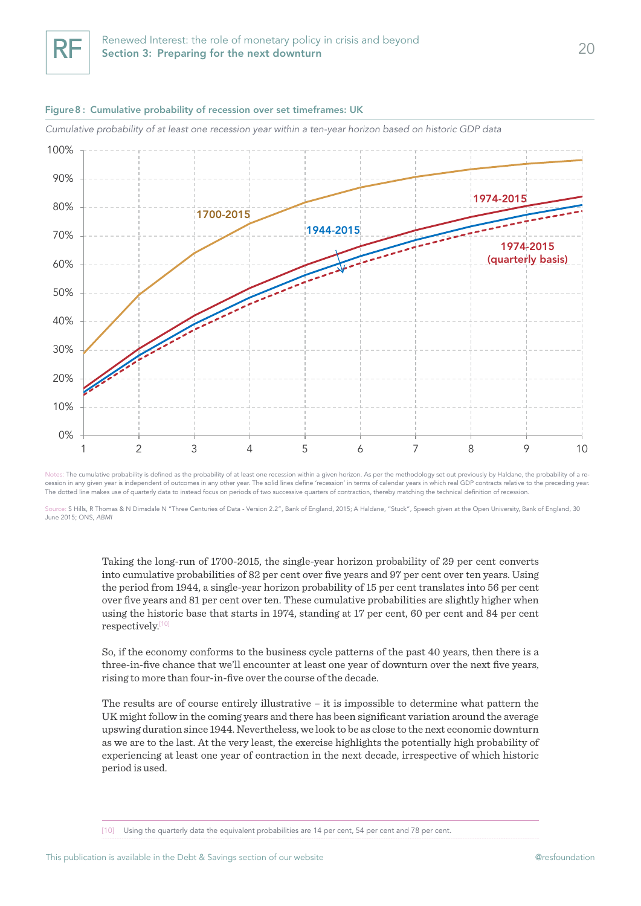**Figure 8 : Cumulative probability of recession over set timeframes: UK**

*Cumulative probability of at least one recession year within a ten-year horizon based on historic GDP data*

Notes: The cumulative probability is defined as the probability of at least one recession within a given horizon. As per the methodology set out previously by Haldane, the probability of a recession in any given year is independent of outcomes in any other year. The solid lines define 'recession' in terms of calendar years in which real GDP contracts relative to the preceding year. The dotted line makes use of quarterly data to instead focus on periods of two successive quarters of contraction, thereby matching the technical definition of recession.

Source: S Hills, R Thomas & N Dimsdale N "Three Centuries of Data - Version 2.2", Bank of England, 2015; A Haldane, "Stuck", Speech given at the Open University, Bank of England, 30 June 2015; ONS, *ABMI*

Taking the long-run of 1700-2015, the single-year horizon probability of 29 per cent converts into cumulative probabilities of 82 per cent over five years and 97 per cent over ten years. Using the period from 1944, a single-year horizon probability of 15 per cent translates into 56 per cent over five years and 81 per cent over ten. These cumulative probabilities are slightly higher when using the historic base that starts in 1974, standing at 17 per cent, 60 per cent and 84 per cent respectively.[10]

So, if the economy conforms to the business cycle patterns of the past 40 years, then there is a three-in-five chance that we'll encounter at least one year of downturn over the next five years, rising to more than four-in-five over the course of the decade.

The results are of course entirely illustrative – it is impossible to determine what pattern the UK might follow in the coming years and there has been significant variation around the average upswing duration since 1944. Nevertheless, we look to be as close to the next economic downturn as we are to the last. At the very least, the exercise highlights the potentially high probability of experiencing at least one year of contraction in the next decade, irrespective of which historic period is used.

[10] Using the quarterly data the equivalent probabilities are 14 per cent, 54 per cent and 78 per cent.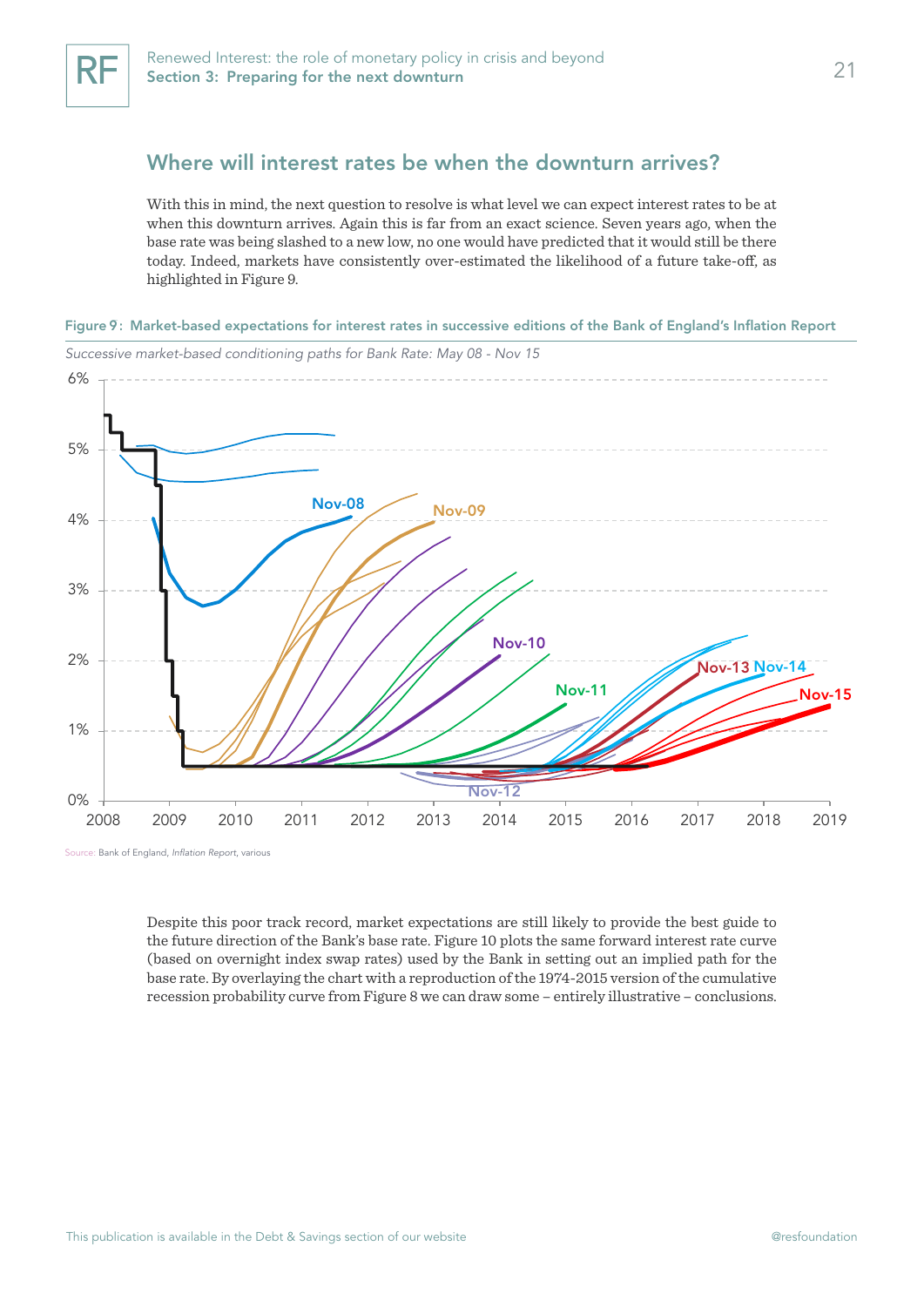## Where will interest rates be when the downturn arrives?

With this in mind, the next question to resolve is what level we can expect interest rates to be at when this downturn arrives. Again this is far from an exact science. Seven years ago, when the base rate was being slashed to a new low, no one would have predicted that it would still be there today. Indeed, markets have consistently over-estimated the likelihood of a future take-off, as highlighted in Figure 9.

**Figure 9: Market-based expectations for interest rates in successive editions of the Bank of England's Inflation Report**

*Successive market-based conditioning paths for Bank Rate: May 08 - Nov 15*

Source: Bank of England, *Inflation Report*, various

Despite this poor track record, market expectations are still likely to provide the best guide to the future direction of the Bank's base rate. Figure 10 plots the same forward interest rate curve (based on overnight index swap rates) used by the Bank in setting out an implied path for the base rate. By overlaying the chart with a reproduction of the 1974-2015 version of the cumulative recession probability curve from Figure 8 we can draw some – entirely illustrative – conclusions.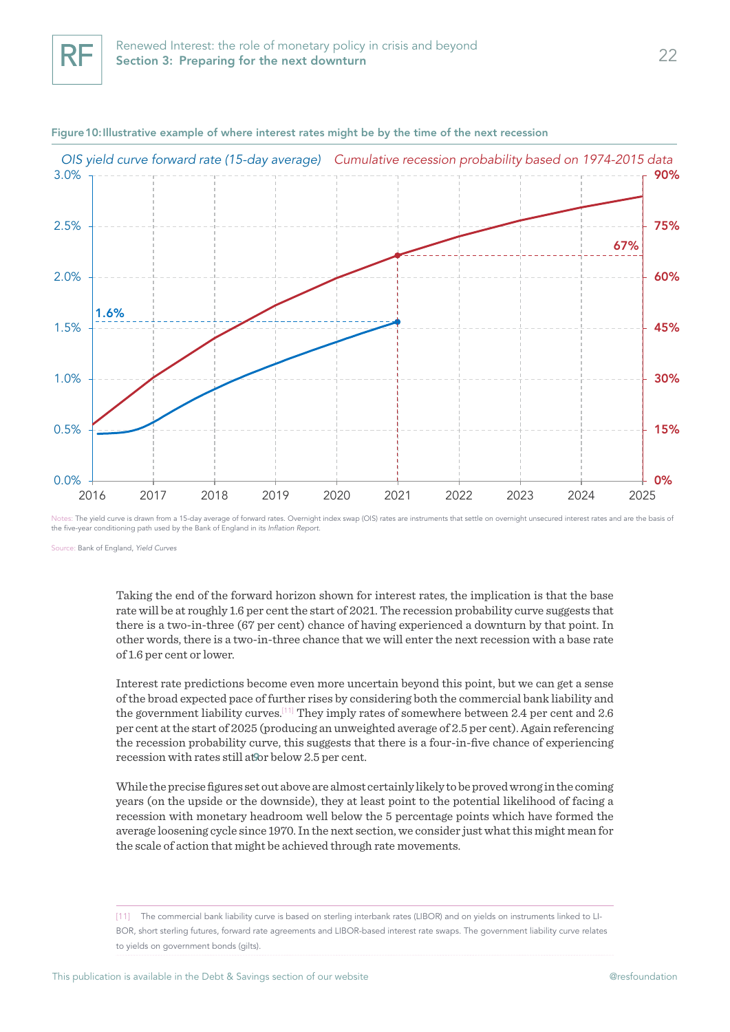Figure 10: Illustrative example of where interest rates might be by the time of the next recession

Notes: The yield curve is drawn from a 15-day average of forward rates. Overnight index swap (OIS) rates are instruments that settle on overnight unsecured interest rates and are the basis of the five-year conditioning path used by the Bank of England in its *Inflation Report*.

Source: Bank of England, *Yield Curves*

Taking the end of the forward horizon shown for interest rates, the implication is that the base rate will be at roughly 1.6 per cent the start of 2021. The recession probability curve suggests that there is a two-in-three (67 per cent) chance of having experienced a downturn by that point. In other words, there is a two-in-three chance that we will enter the next recession with a base rate of 1.6 per cent or lower.

Interest rate predictions become even more uncertain beyond this point, but we can get a sense of the broad expected pace of further rises by considering both the commercial bank liability and the government liability curves.[11] They imply rates of somewhere between 2.4 per cent and 2.6 per cent at the start of 2025 (producing an unweighted average of 2.5 per cent). Again referencing the recession probability curve, this suggests that there is a four-in-five chance of experiencing recession with rates still at or below 2.5 per cent.

While the precise figures set out above are almost certainly likely to be proved wrong in the coming years (on the upside or the downside), they at least point to the potential likelihood of facing a recession with monetary headroom well below the 5 percentage points which have formed the average loosening cycle since 1970. In the next section, we consider just what this might mean for the scale of action that might be achieved through rate movements.

[11] The commercial bank liability curve is based on sterling interbank rates (LIBOR) and on yields on instruments linked to LIBOR, short sterling futures, forward rate agreements and LIBOR-based interest rate swaps. The government liability curve relates to yields on government bonds (gilts).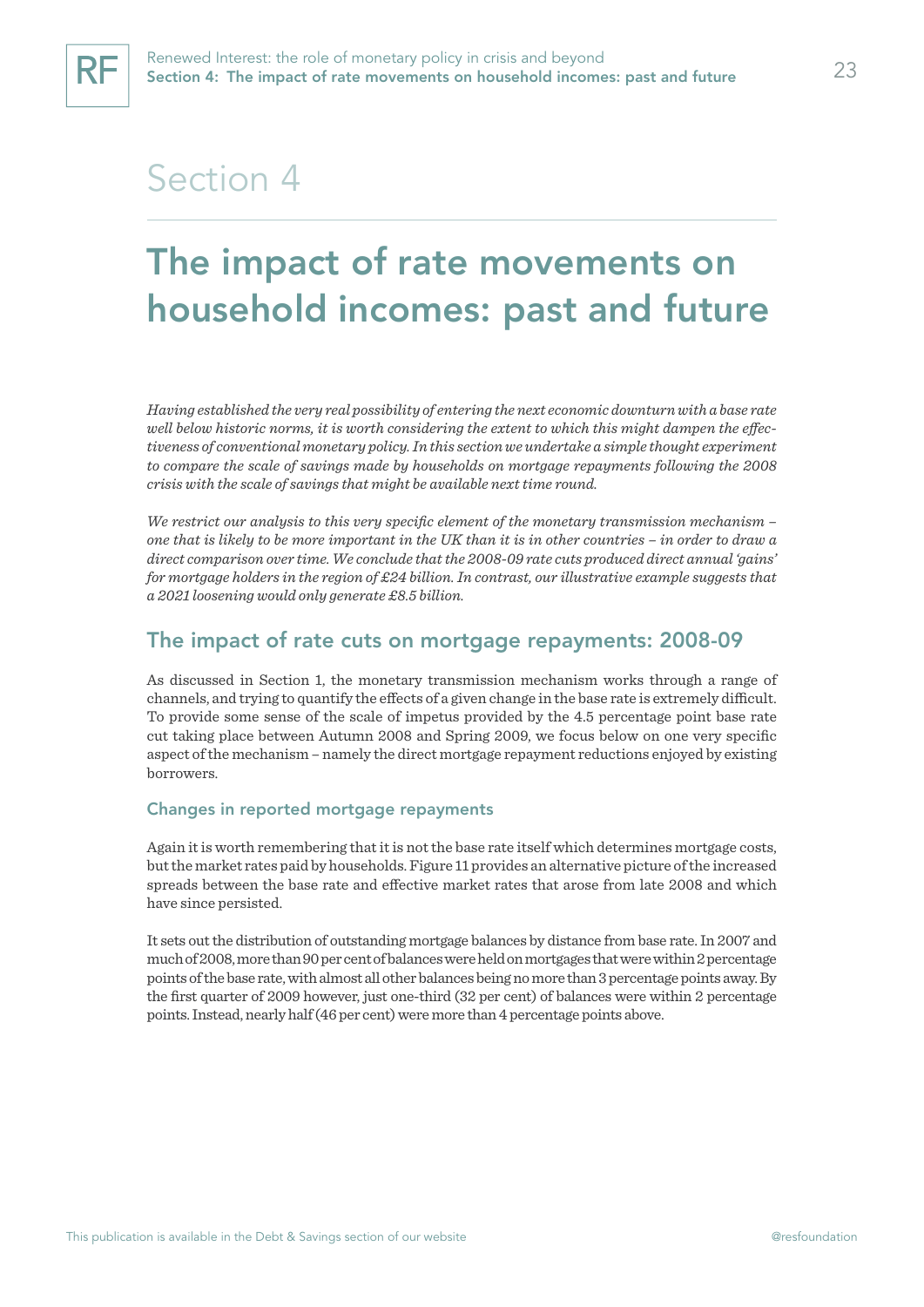# Section 4

# The impact of rate movements on household incomes: past and future

*Having established the very real possibility of entering the next economic downturn with a base rate well below historic norms, it is worth considering the extent to which this might dampen the effectiveness of conventional monetary policy. In this section we undertake a simple thought experiment to compare the scale of savings made by households on mortgage repayments following the 2008 crisis with the scale of savings that might be available next time round.*

*We restrict our analysis to this very specific element of the monetary transmission mechanism – one that is likely to be more important in the UK than it is in other countries – in order to draw a direct comparison over time. We conclude that the 2008-09 rate cuts produced direct annual 'gains' for mortgage holders in the region of £24 billion. In contrast, our illustrative example suggests that a 2021 loosening would only generate £8.5 billion.*

## The impact of rate cuts on mortgage repayments: 2008-09

As discussed in Section 1, the monetary transmission mechanism works through a range of channels, and trying to quantify the effects of a given change in the base rate is extremely difficult. To provide some sense of the scale of impetus provided by the 4.5 percentage point base rate cut taking place between Autumn 2008 and Spring 2009, we focus below on one very specific aspect of the mechanism – namely the direct mortgage repayment reductions enjoyed by existing borrowers.

### Changes in reported mortgage repayments

Again it is worth remembering that it is not the base rate itself which determines mortgage costs, but the market rates paid by households. Figure 11 provides an alternative picture of the increased spreads between the base rate and effective market rates that arose from late 2008 and which have since persisted.

It sets out the distribution of outstanding mortgage balances by distance from base rate. In 2007 and much of 2008, more than 90 per cent of balances were held on mortgages that were within 2 percentage points of the base rate, with almost all other balances being no more than 3 percentage points away. By the first quarter of 2009 however, just one-third (32 per cent) of balances were within 2 percentage points. Instead, nearly half (46 per cent) were more than 4 percentage points above.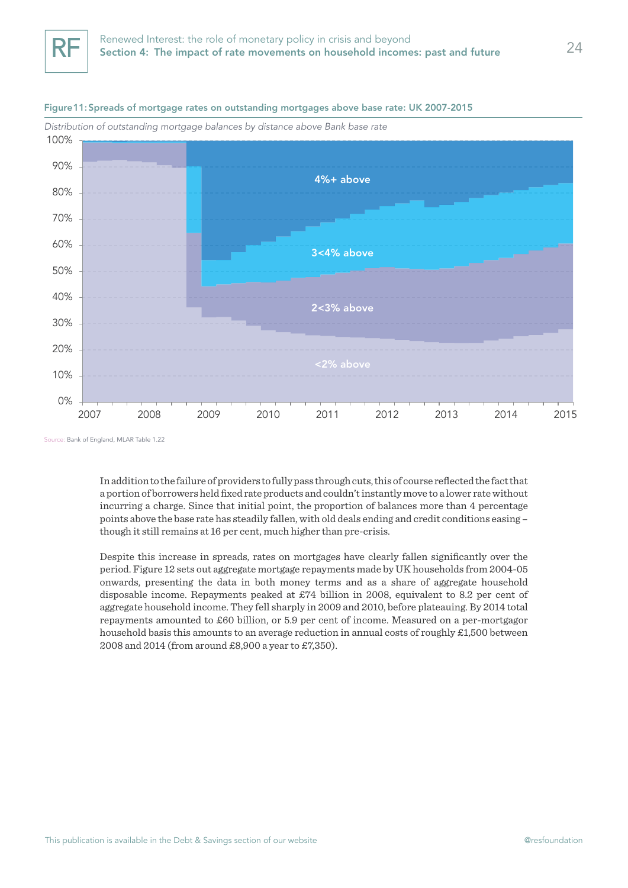**Figure 11: Spreads of mortgage rates on outstanding mortgages above base rate: UK 2007-2015**

*Distribution of outstanding mortgage balances by distance above Bank base rate*

Source: Bank of England, MLAR Table 1.22

In addition to the failure of providers to fully pass through cuts, this of course reflected the fact that a portion of borrowers held fixed rate products and couldn't instantly move to a lower rate without incurring a charge. Since that initial point, the proportion of balances more than 4 percentage points above the base rate has steadily fallen, with old deals ending and credit conditions easing – though it still remains at 16 per cent, much higher than pre-crisis.

Despite this increase in spreads, rates on mortgages have clearly fallen significantly over the period. Figure 12 sets out aggregate mortgage repayments made by UK households from 2004-05 onwards, presenting the data in both money terms and as a share of aggregate household disposable income. Repayments peaked at £74 billion in 2008, equivalent to 8.2 per cent of aggregate household income. They fell sharply in 2009 and 2010, before plateauing. By 2014 total repayments amounted to £60 billion, or 5.9 per cent of income. Measured on a per-mortgagor household basis this amounts to an average reduction in annual costs of roughly £1,500 between 2008 and 2014 (from around £8,900 a year to £7,350).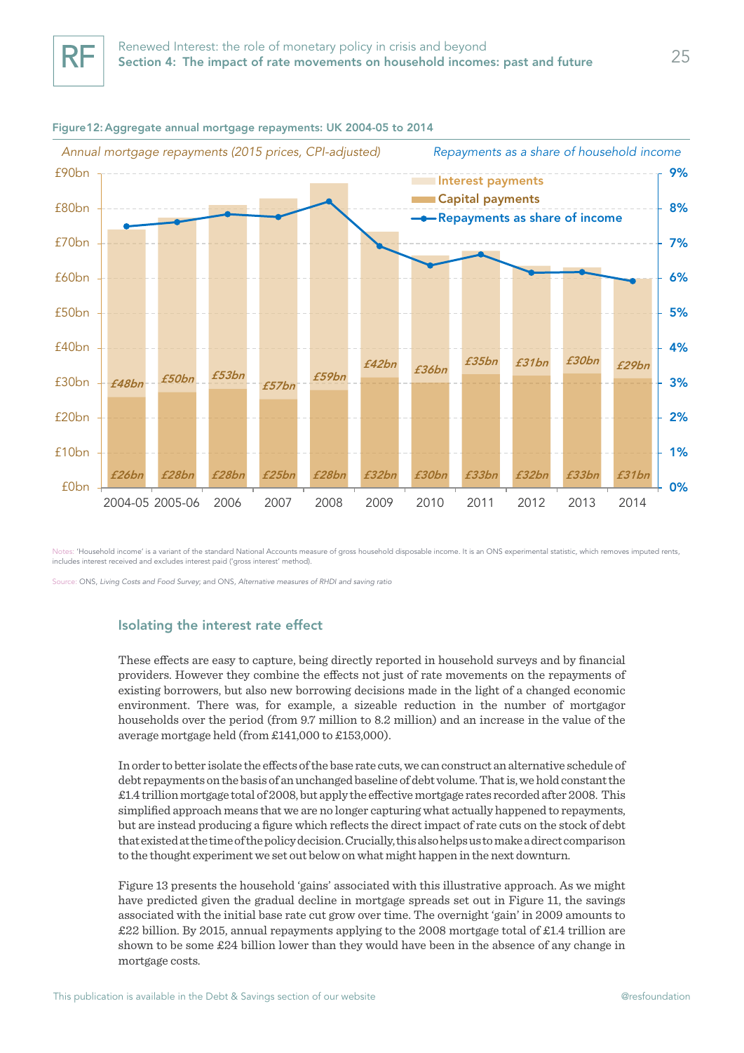**Figure 12: Aggregate annual mortgage repayments: UK 2004-05 to 2014**

*Annual mortgage repayments (2015 prices, CPI-adjusted)* — *Repayments as a share of household income*

| Year | Capital payments | Interest payments |
|---|---|---|
| 2004-05 | £26bn | £48bn |
| 2005-06 | £28bn | £50bn |
| 2006 | £28bn | £53bn |
| 2007 | £25bn | £57bn |
| 2008 | £28bn | £59bn |
| 2009 | £32bn | £42bn |
| 2010 | £30bn | £36bn |
| 2011 | £33bn | £35bn |
| 2012 | £32bn | £31bn |
| 2013 | £33bn | £30bn |
| 2014 | £31bn | £29bn |

Notes: 'Household income' is a variant of the standard National Accounts measure of gross household disposable income. It is an ONS experimental statistic, which removes imputed rents, includes interest received and excludes interest paid ('gross interest' method).

Source: ONS, *Living Costs and Food Survey*; and ONS, *Alternative measures of RHDI and saving ratio*

### Isolating the interest rate effect

These effects are easy to capture, being directly reported in household surveys and by financial providers. However they combine the effects not just of rate movements on the repayments of existing borrowers, but also new borrowing decisions made in the light of a changed economic environment. There was, for example, a sizeable reduction in the number of mortgagor households over the period (from 9.7 million to 8.2 million) and an increase in the value of the average mortgage held (from £141,000 to £153,000).

In order to better isolate the effects of the base rate cuts, we can construct an alternative schedule of debt repayments on the basis of an unchanged baseline of debt volume. That is, we hold constant the £1.4 trillion mortgage total of 2008, but apply the effective mortgage rates recorded after 2008. This simplified approach means that we are no longer capturing what actually happened to repayments, but are instead producing a figure which reflects the direct impact of rate cuts on the stock of debt that existed at the time of the policy decision. Crucially, this also helps us to make a direct comparison to the thought experiment we set out below on what might happen in the next downturn.

Figure 13 presents the household 'gains' associated with this illustrative approach. As we might have predicted given the gradual decline in mortgage spreads set out in Figure 11, the savings associated with the initial base rate cut grow over time. The overnight 'gain' in 2009 amounts to £22 billion. By 2015, annual repayments applying to the 2008 mortgage total of £1.4 trillion are shown to be some £24 billion lower than they would have been in the absence of any change in mortgage costs.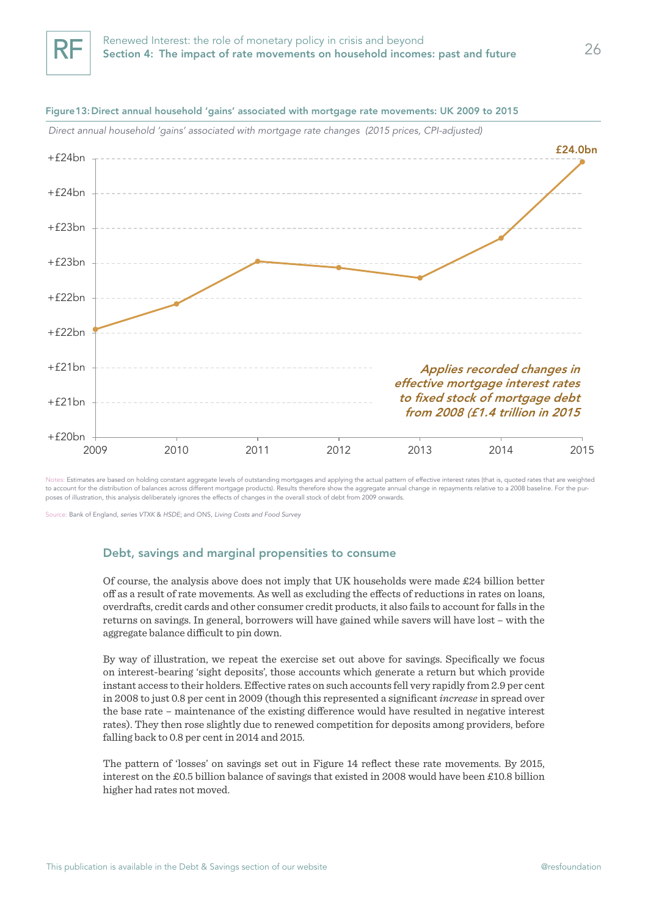**Figure 13: Direct annual household 'gains' associated with mortgage rate movements: UK 2009 to 2015**

*Direct annual household 'gains' associated with mortgage rate changes (2015 prices, CPI-adjusted)*

£24.0bn

*Applies recorded changes in effective mortgage interest rates to fixed stock of mortgage debt from 2008 (£1.4 trillion in 2015*

Notes: Estimates are based on holding constant aggregate levels of outstanding mortgages and applying the actual pattern of effective interest rates (that is, quoted rates that are weighted to account for the distribution of balances across different mortgage products). Results therefore show the aggregate annual change in repayments relative to a 2008 baseline. For the purposes of illustration, this analysis deliberately ignores the effects of changes in the overall stock of debt from 2009 onwards.

Source: Bank of England, *series VTXK & HSDE*; and ONS, *Living Costs and Food Survey*

## Debt, savings and marginal propensities to consume

Of course, the analysis above does not imply that UK households were made £24 billion better off as a result of rate movements. As well as excluding the effects of reductions in rates on loans, overdrafts, credit cards and other consumer credit products, it also fails to account for falls in the returns on savings. In general, borrowers will have gained while savers will have lost – with the aggregate balance difficult to pin down.

By way of illustration, we repeat the exercise set out above for savings. Specifically we focus on interest-bearing 'sight deposits', those accounts which generate a return but which provide instant access to their holders. Effective rates on such accounts fell very rapidly from 2.9 per cent in 2008 to just 0.8 per cent in 2009 (though this represented a significant *increase* in spread over the base rate – maintenance of the existing difference would have resulted in negative interest rates). They then rose slightly due to renewed competition for deposits among providers, before falling back to 0.8 per cent in 2014 and 2015.

The pattern of 'losses' on savings set out in Figure 14 reflect these rate movements. By 2015, interest on the £0.5 billion balance of savings that existed in 2008 would have been £10.8 billion higher had rates not moved.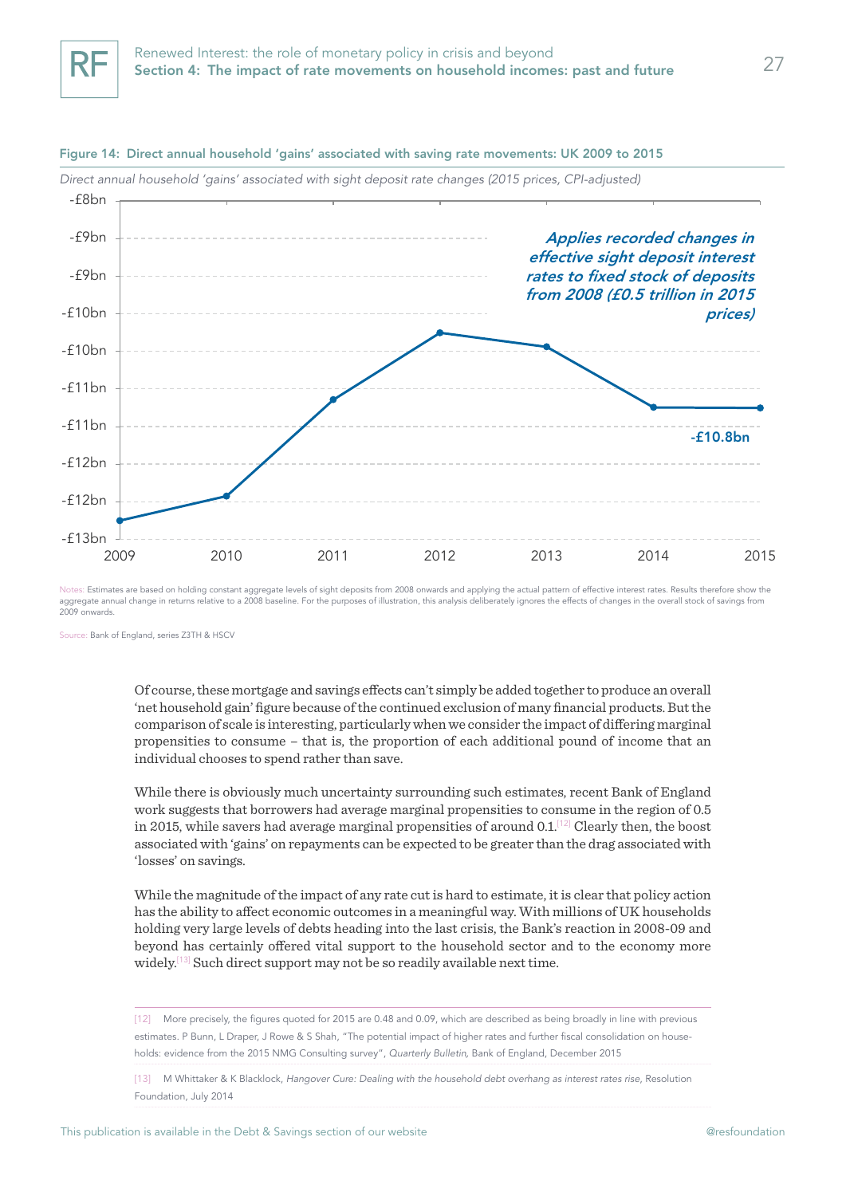**Figure 14: Direct annual household 'gains' associated with saving rate movements: UK 2009 to 2015**

*Direct annual household 'gains' associated with sight deposit rate changes (2015 prices, CPI-adjusted)*

*Applies recorded changes in effective sight deposit interest rates to fixed stock of deposits from 2008 (£0.5 trillion in 2015 prices)*

-£10.8bn

Notes: Estimates are based on holding constant aggregate levels of sight deposits from 2008 onwards and applying the actual pattern of effective interest rates. Results therefore show the aggregate annual change in returns relative to a 2008 baseline. For the purposes of illustration, this analysis deliberately ignores the effects of changes in the overall stock of savings from 2009 onwards.

Source: Bank of England, series Z3TH & HSCV

Of course, these mortgage and savings effects can't simply be added together to produce an overall 'net household gain' figure because of the continued exclusion of many financial products. But the comparison of scale is interesting, particularly when we consider the impact of differing marginal propensities to consume – that is, the proportion of each additional pound of income that an individual chooses to spend rather than save.

While there is obviously much uncertainty surrounding such estimates, recent Bank of England work suggests that borrowers had average marginal propensities to consume in the region of 0.5 in 2015, while savers had average marginal propensities of around 0.1.[12] Clearly then, the boost associated with 'gains' on repayments can be expected to be greater than the drag associated with 'losses' on savings.

While the magnitude of the impact of any rate cut is hard to estimate, it is clear that policy action has the ability to affect economic outcomes in a meaningful way. With millions of UK households holding very large levels of debts heading into the last crisis, the Bank's reaction in 2008-09 and beyond has certainly offered vital support to the household sector and to the economy more widely.[13] Such direct support may not be so readily available next time.

[12] More precisely, the figures quoted for 2015 are 0.48 and 0.09, which are described as being broadly in line with previous estimates. P Bunn, L Draper, J Rowe & S Shah, "The potential impact of higher rates and further fiscal consolidation on households: evidence from the 2015 NMG Consulting survey", *Quarterly Bulletin*, Bank of England, December 2015

[13] M Whittaker & K Blacklock, *Hangover Cure: Dealing with the household debt overhang as interest rates rise*, Resolution Foundation, July 2014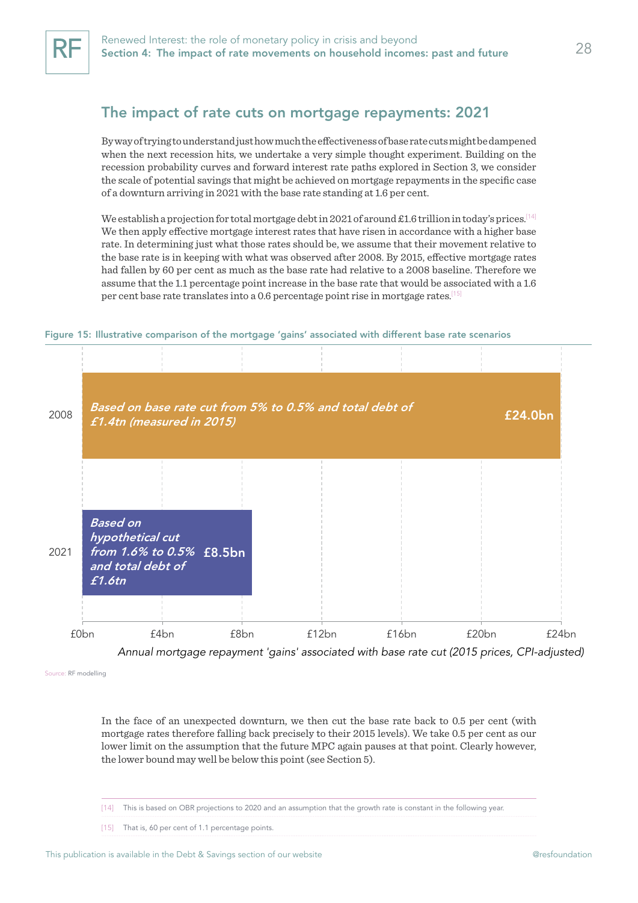## The impact of rate cuts on mortgage repayments: 2021

By way of trying to understand just how much the effectiveness of base rate cuts might be dampened when the next recession hits, we undertake a very simple thought experiment. Building on the recession probability curves and forward interest rate paths explored in Section 3, we consider the scale of potential savings that might be achieved on mortgage repayments in the specific case of a downturn arriving in 2021 with the base rate standing at 1.6 per cent.

We establish a projection for total mortgage debt in 2021 of around £1.6 trillion in today's prices.[14] We then apply effective mortgage interest rates that have risen in accordance with a higher base rate. In determining just what those rates should be, we assume that their movement relative to the base rate is in keeping with what was observed after 2008. By 2015, effective mortgage rates had fallen by 60 per cent as much as the base rate had relative to a 2008 baseline. Therefore we assume that the 1.1 percentage point increase in the base rate that would be associated with a 1.6 per cent base rate translates into a 0.6 percentage point rise in mortgage rates.[15]

**Figure 15: Illustrative comparison of the mortgage 'gains' associated with different base rate scenarios**

| Year | Scenario | Annual mortgage repayment 'gains' associated with base rate cut (2015 prices, CPI-adjusted) |
|---|---|---|
| 2008 | Based on base rate cut from 5% to 0.5% and total debt of £1.4tn (measured in 2015) | £24.0bn |
| 2021 | Based on hypothetical cut from 1.6% to 0.5% and total debt of £1.6tn | £8.5bn |

Source: RF modelling

In the face of an unexpected downturn, we then cut the base rate back to 0.5 per cent (with mortgage rates therefore falling back precisely to their 2015 levels). We take 0.5 per cent as our lower limit on the assumption that the future MPC again pauses at that point. Clearly however, the lower bound may well be below this point (see Section 5).

[14] This is based on OBR projections to 2020 and an assumption that the growth rate is constant in the following year.

[15] That is, 60 per cent of 1.1 percentage points.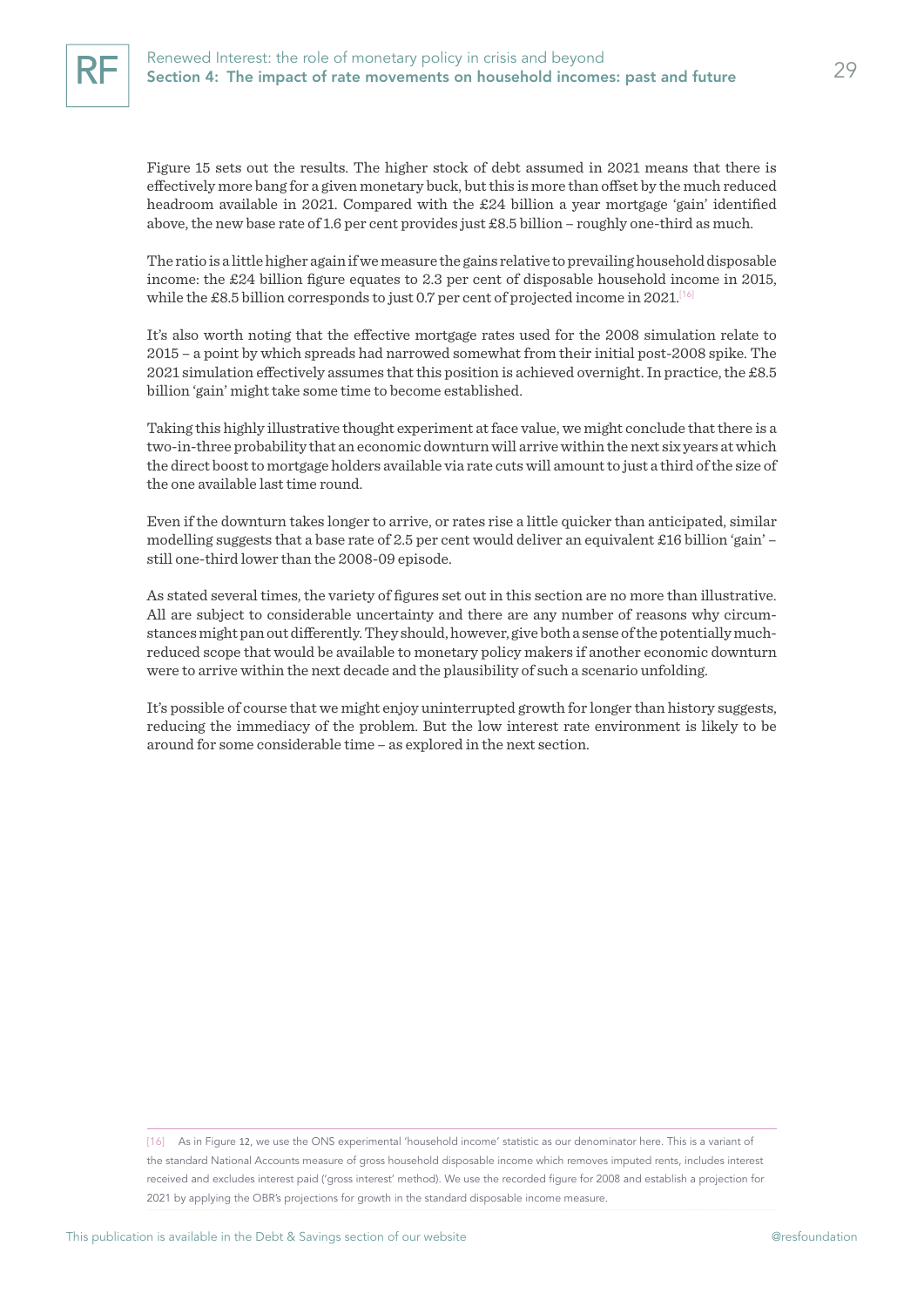Figure 15 sets out the results. The higher stock of debt assumed in 2021 means that there is effectively more bang for a given monetary buck, but this is more than offset by the much reduced headroom available in 2021. Compared with the £24 billion a year mortgage 'gain' identified above, the new base rate of 1.6 per cent provides just £8.5 billion – roughly one-third as much.

The ratio is a little higher again if we measure the gains relative to prevailing household disposable income: the £24 billion figure equates to 2.3 per cent of disposable household income in 2015, while the £8.5 billion corresponds to just 0.7 per cent of projected income in 2021.[16]

It's also worth noting that the effective mortgage rates used for the 2008 simulation relate to 2015 – a point by which spreads had narrowed somewhat from their initial post-2008 spike. The 2021 simulation effectively assumes that this position is achieved overnight. In practice, the £8.5 billion 'gain' might take some time to become established.

Taking this highly illustrative thought experiment at face value, we might conclude that there is a two-in-three probability that an economic downturn will arrive within the next six years at which the direct boost to mortgage holders available via rate cuts will amount to just a third of the size of the one available last time round.

Even if the downturn takes longer to arrive, or rates rise a little quicker than anticipated, similar modelling suggests that a base rate of 2.5 per cent would deliver an equivalent £16 billion 'gain' – still one-third lower than the 2008-09 episode.

As stated several times, the variety of figures set out in this section are no more than illustrative. All are subject to considerable uncertainty and there are any number of reasons why circumstances might pan out differently. They should, however, give both a sense of the potentially much-reduced scope that would be available to monetary policy makers if another economic downturn were to arrive within the next decade and the plausibility of such a scenario unfolding.

It's possible of course that we might enjoy uninterrupted growth for longer than history suggests, reducing the immediacy of the problem. But the low interest rate environment is likely to be around for some considerable time – as explored in the next section.

---

[16] As in Figure 12, we use the ONS experimental 'household income' statistic as our denominator here. This is a variant of the standard National Accounts measure of gross household disposable income which removes imputed rents, includes interest received and excludes interest paid ('gross interest' method). We use the recorded figure for 2008 and establish a projection for 2021 by applying the OBR's projections for growth in the standard disposable income measure.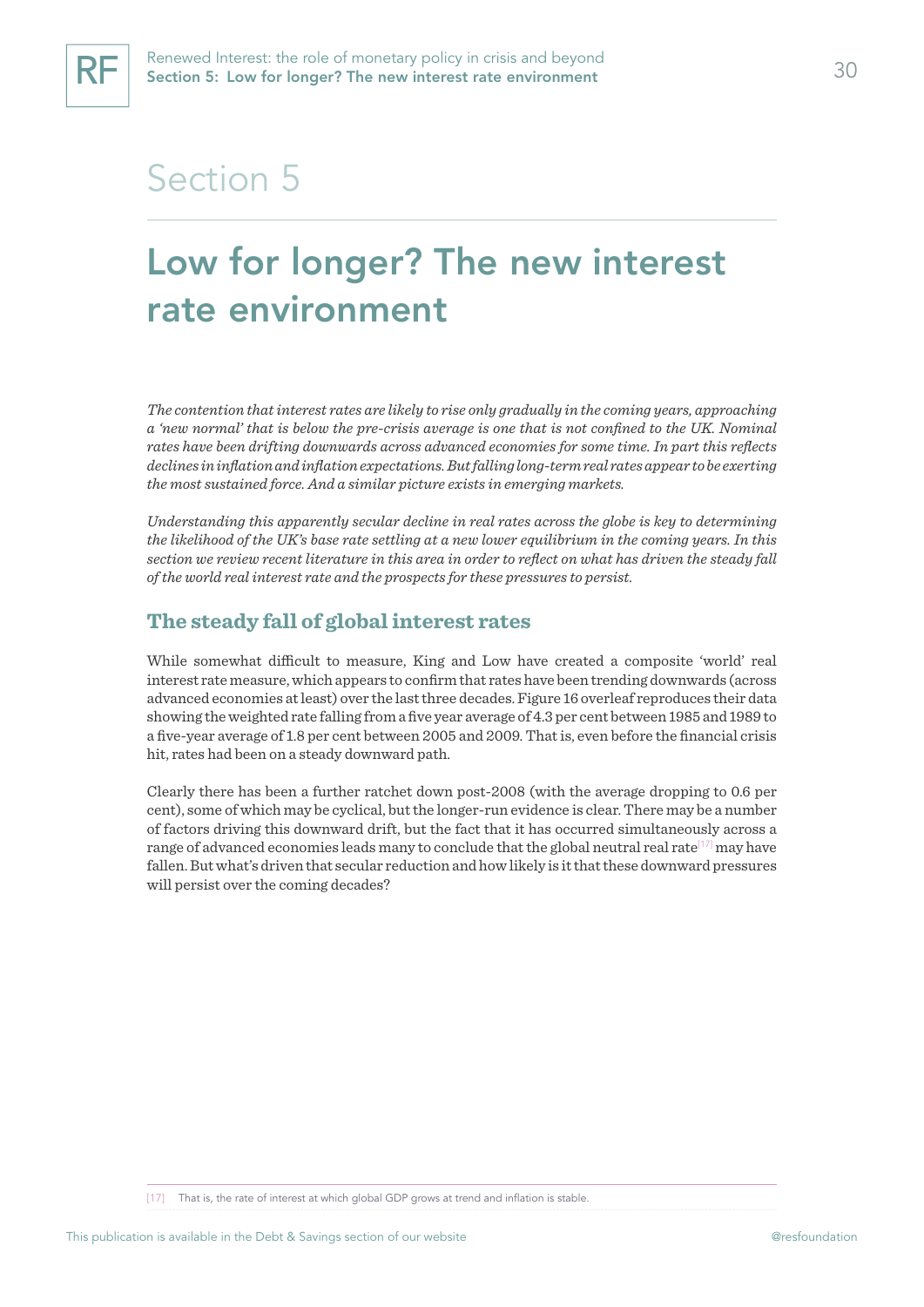# Section 5

## Low for longer? The new interest rate environment

*The contention that interest rates are likely to rise only gradually in the coming years, approaching a 'new normal' that is below the pre-crisis average is one that is not confined to the UK. Nominal rates have been drifting downwards across advanced economies for some time. In part this reflects declines in inflation and inflation expectations. But falling long-term real rates appear to be exerting the most sustained force. And a similar picture exists in emerging markets.*

*Understanding this apparently secular decline in real rates across the globe is key to determining the likelihood of the UK's base rate settling at a new lower equilibrium in the coming years. In this section we review recent literature in this area in order to reflect on what has driven the steady fall of the world real interest rate and the prospects for these pressures to persist.*

### The steady fall of global interest rates

While somewhat difficult to measure, King and Low have created a composite 'world' real interest rate measure, which appears to confirm that rates have been trending downwards (across advanced economies at least) over the last three decades. Figure 16 overleaf reproduces their data showing the weighted rate falling from a five year average of 4.3 per cent between 1985 and 1989 to a five-year average of 1.8 per cent between 2005 and 2009. That is, even before the financial crisis hit, rates had been on a steady downward path.

Clearly there has been a further ratchet down post-2008 (with the average dropping to 0.6 per cent), some of which may be cyclical, but the longer-run evidence is clear. There may be a number of factors driving this downward drift, but the fact that it has occurred simultaneously across a range of advanced economies leads many to conclude that the global neutral real rate[17] may have fallen. But what's driven that secular reduction and how likely is it that these downward pressures will persist over the coming decades?

[17] That is, the rate of interest at which global GDP grows at trend and inflation is stable.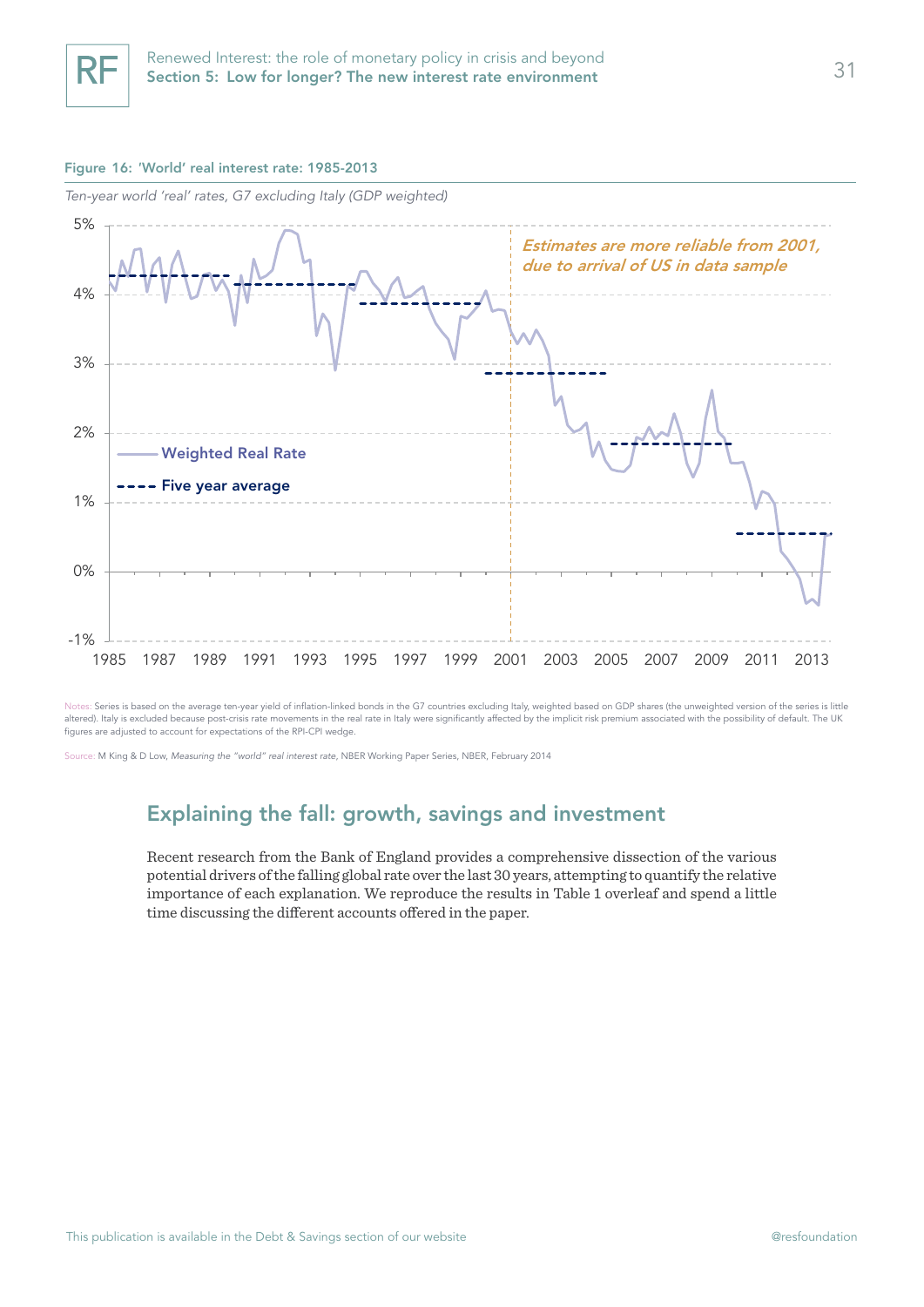**Figure 16: 'World' real interest rate: 1985-2013**

*Ten-year world 'real' rates, G7 excluding Italy (GDP weighted)*

Notes: Series is based on the average ten-year yield of inflation-linked bonds in the G7 countries excluding Italy, weighted based on GDP shares (the unweighted version of the series is little altered). Italy is excluded because post-crisis rate movements in the real rate in Italy were significantly affected by the implicit risk premium associated with the possibility of default. The UK figures are adjusted to account for expectations of the RPI-CPI wedge.

Source: M King & D Low, *Measuring the "world" real interest rate*, NBER Working Paper Series, NBER, February 2014

## Explaining the fall: growth, savings and investment

Recent research from the Bank of England provides a comprehensive dissection of the various potential drivers of the falling global rate over the last 30 years, attempting to quantify the relative importance of each explanation. We reproduce the results in Table 1 overleaf and spend a little time discussing the different accounts offered in the paper.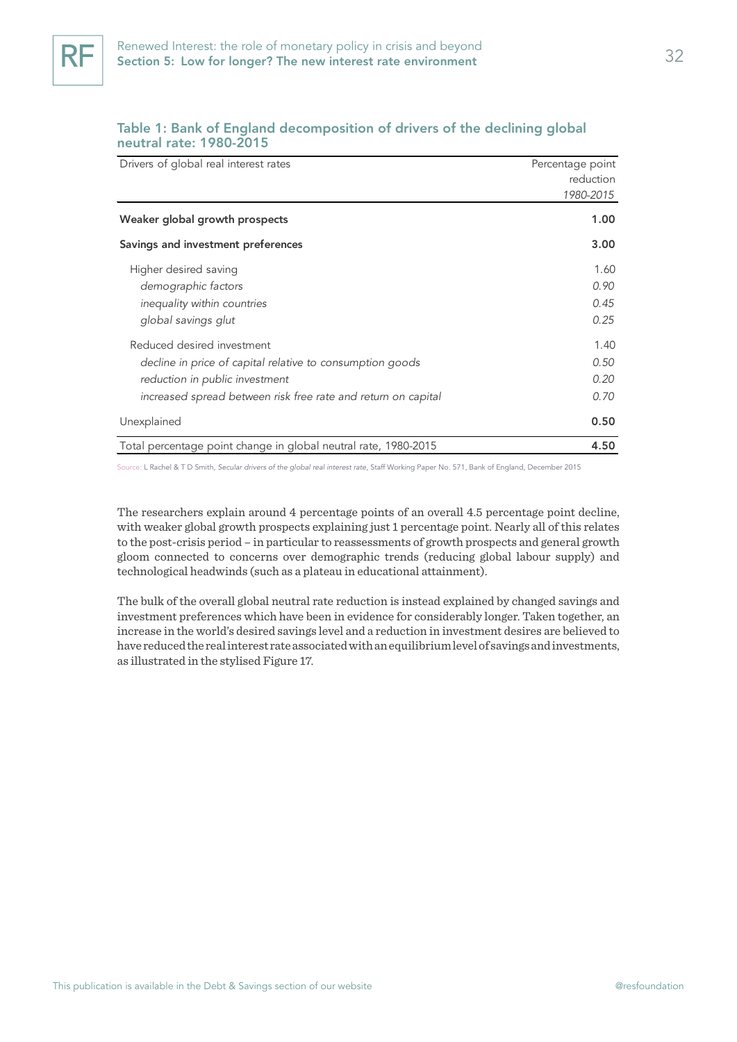### Table 1: Bank of England decomposition of drivers of the declining global neutral rate: 1980-2015

| Drivers of global real interest rates | Percentage point reduction *1980-2015* |
|---|---|
| **Weaker global growth prospects** | **1.00** |
| **Savings and investment preferences** | **3.00** |
| Higher desired saving | 1.60 |
| *demographic factors* | *0.90* |
| *inequality within countries* | *0.45* |
| *global savings glut* | *0.25* |
| Reduced desired investment | 1.40 |
| *decline in price of capital relative to consumption goods* | *0.50* |
| *reduction in public investment* | *0.20* |
| *increased spread between risk free rate and return on capital* | *0.70* |
| Unexplained | **0.50** |
| Total percentage point change in global neutral rate, 1980-2015 | **4.50** |

Source: L Rachel & T D Smith, *Secular drivers of the global real interest rate*, Staff Working Paper No. 571, Bank of England, December 2015

The researchers explain around 4 percentage points of an overall 4.5 percentage point decline, with weaker global growth prospects explaining just 1 percentage point. Nearly all of this relates to the post-crisis period – in particular to reassessments of growth prospects and general growth gloom connected to concerns over demographic trends (reducing global labour supply) and technological headwinds (such as a plateau in educational attainment).

The bulk of the overall global neutral rate reduction is instead explained by changed savings and investment preferences which have been in evidence for considerably longer. Taken together, an increase in the world's desired savings level and a reduction in investment desires are believed to have reduced the real interest rate associated with an equilibrium level of savings and investments, as illustrated in the stylised Figure 17.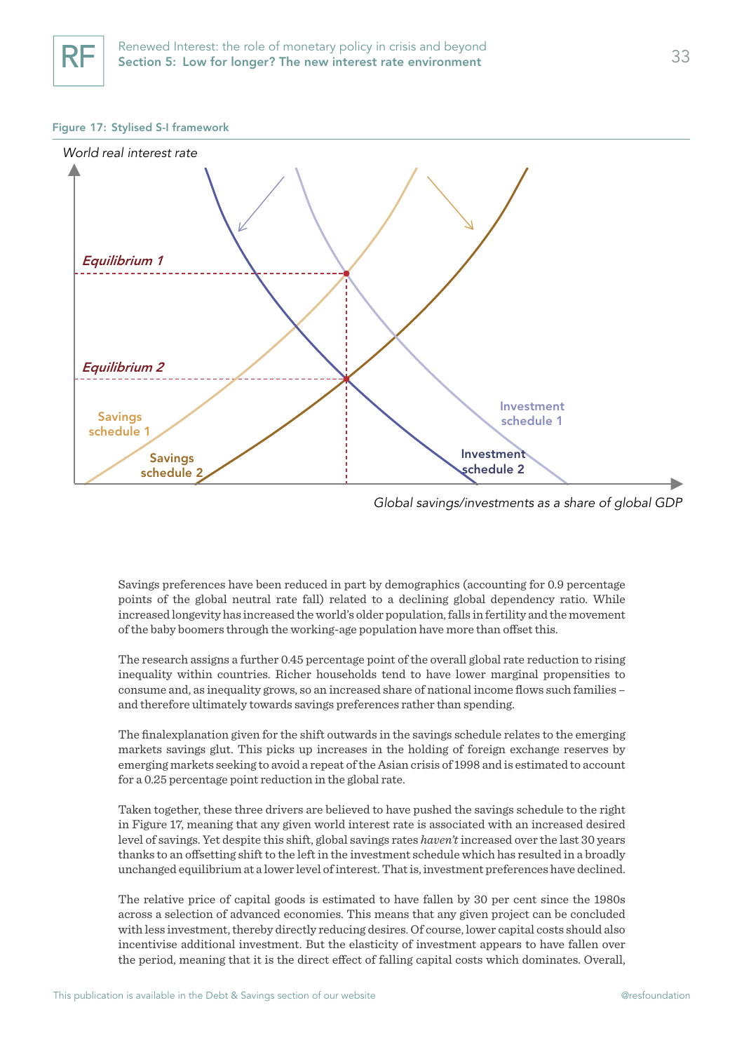Figure 17: Stylised S-I framework

World real interest rate

Equilibrium 1

Equilibrium 2

Savings schedule 1

Savings schedule 2

Investment schedule 1

Investment schedule 2

Global savings/investments as a share of global GDP

Savings preferences have been reduced in part by demographics (accounting for 0.9 percentage points of the global neutral rate fall) related to a declining global dependency ratio. While increased longevity has increased the world's older population, falls in fertility and the movement of the baby boomers through the working-age population have more than offset this.

The research assigns a further 0.45 percentage point of the overall global rate reduction to rising inequality within countries. Richer households tend to have lower marginal propensities to consume and, as inequality grows, so an increased share of national income flows such families – and therefore ultimately towards savings preferences rather than spending.

The finalexplanation given for the shift outwards in the savings schedule relates to the emerging markets savings glut. This picks up increases in the holding of foreign exchange reserves by emerging markets seeking to avoid a repeat of the Asian crisis of 1998 and is estimated to account for a 0.25 percentage point reduction in the global rate.

Taken together, these three drivers are believed to have pushed the savings schedule to the right in Figure 17, meaning that any given world interest rate is associated with an increased desired level of savings. Yet despite this shift, global savings rates *haven't* increased over the last 30 years thanks to an offsetting shift to the left in the investment schedule which has resulted in a broadly unchanged equilibrium at a lower level of interest. That is, investment preferences have declined.

The relative price of capital goods is estimated to have fallen by 30 per cent since the 1980s across a selection of advanced economies. This means that any given project can be concluded with less investment, thereby directly reducing desires. Of course, lower capital costs should also incentivise additional investment. But the elasticity of investment appears to have fallen over the period, meaning that it is the direct effect of falling capital costs which dominates. Overall,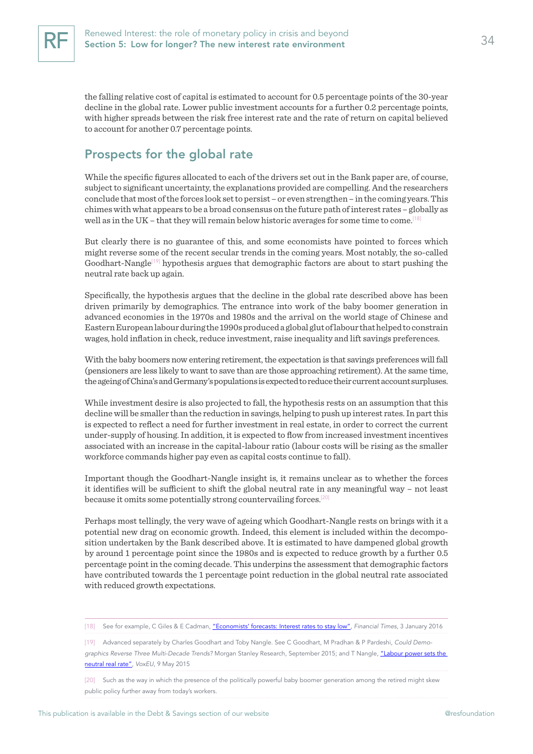the falling relative cost of capital is estimated to account for 0.5 percentage points of the 30-year decline in the global rate. Lower public investment accounts for a further 0.2 percentage points, with higher spreads between the risk free interest rate and the rate of return on capital believed to account for another 0.7 percentage points.

## Prospects for the global rate

While the specific figures allocated to each of the drivers set out in the Bank paper are, of course, subject to significant uncertainty, the explanations provided are compelling. And the researchers conclude that most of the forces look set to persist – or even strengthen – in the coming years. This chimes with what appears to be a broad consensus on the future path of interest rates – globally as well as in the UK – that they will remain below historic averages for some time to come.[18]

But clearly there is no guarantee of this, and some economists have pointed to forces which might reverse some of the recent secular trends in the coming years. Most notably, the so-called Goodhart-Nangle[19] hypothesis argues that demographic factors are about to start pushing the neutral rate back up again.

Specifically, the hypothesis argues that the decline in the global rate described above has been driven primarily by demographics. The entrance into work of the baby boomer generation in advanced economies in the 1970s and 1980s and the arrival on the world stage of Chinese and Eastern European labour during the 1990s produced a global glut of labour that helped to constrain wages, hold inflation in check, reduce investment, raise inequality and lift savings preferences.

With the baby boomers now entering retirement, the expectation is that savings preferences will fall (pensioners are less likely to want to save than are those approaching retirement). At the same time, the ageing of China's and Germany's populations is expected to reduce their current account surpluses.

While investment desire is also projected to fall, the hypothesis rests on an assumption that this decline will be smaller than the reduction in savings, helping to push up interest rates. In part this is expected to reflect a need for further investment in real estate, in order to correct the current under-supply of housing. In addition, it is expected to flow from increased investment incentives associated with an increase in the capital-labour ratio (labour costs will be rising as the smaller workforce commands higher pay even as capital costs continue to fall).

Important though the Goodhart-Nangle insight is, it remains unclear as to whether the forces it identifies will be sufficient to shift the global neutral rate in any meaningful way – not least because it omits some potentially strong countervailing forces.[20]

Perhaps most tellingly, the very wave of ageing which Goodhart-Nangle rests on brings with it a potential new drag on economic growth. Indeed, this element is included within the decomposition undertaken by the Bank described above. It is estimated to have dampened global growth by around 1 percentage point since the 1980s and is expected to reduce growth by a further 0.5 percentage point in the coming decade. This underpins the assessment that demographic factors have contributed towards the 1 percentage point reduction in the global neutral rate associated with reduced growth expectations.

---

[18] See for example, C Giles & E Cadman, "Economists' forecasts: Interest rates to stay low", *Financial Times*, 3 January 2016

[19] Advanced separately by Charles Goodhart and Toby Nangle. See C Goodhart, M Pradhan & P Pardeshi, *Could Demographics Reverse Three Multi-Decade Trends?* Morgan Stanley Research, September 2015; and T Nangle, "Labour power sets the neutral real rate", *VoxEU*, 9 May 2015

[20] Such as the way in which the presence of the politically powerful baby boomer generation among the retired might skew public policy further away from today's workers.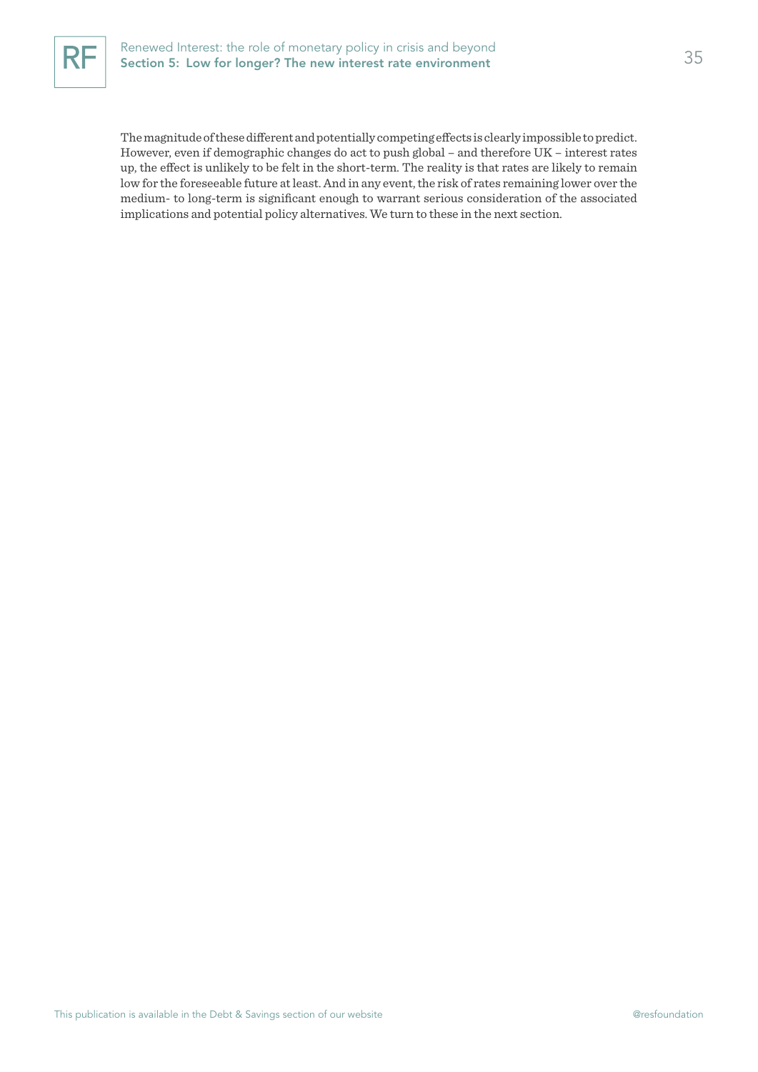The magnitude of these different and potentially competing effects is clearly impossible to predict. However, even if demographic changes do act to push global – and therefore UK – interest rates up, the effect is unlikely to be felt in the short-term. The reality is that rates are likely to remain low for the foreseeable future at least. And in any event, the risk of rates remaining lower over the medium- to long-term is significant enough to warrant serious consideration of the associated implications and potential policy alternatives. We turn to these in the next section.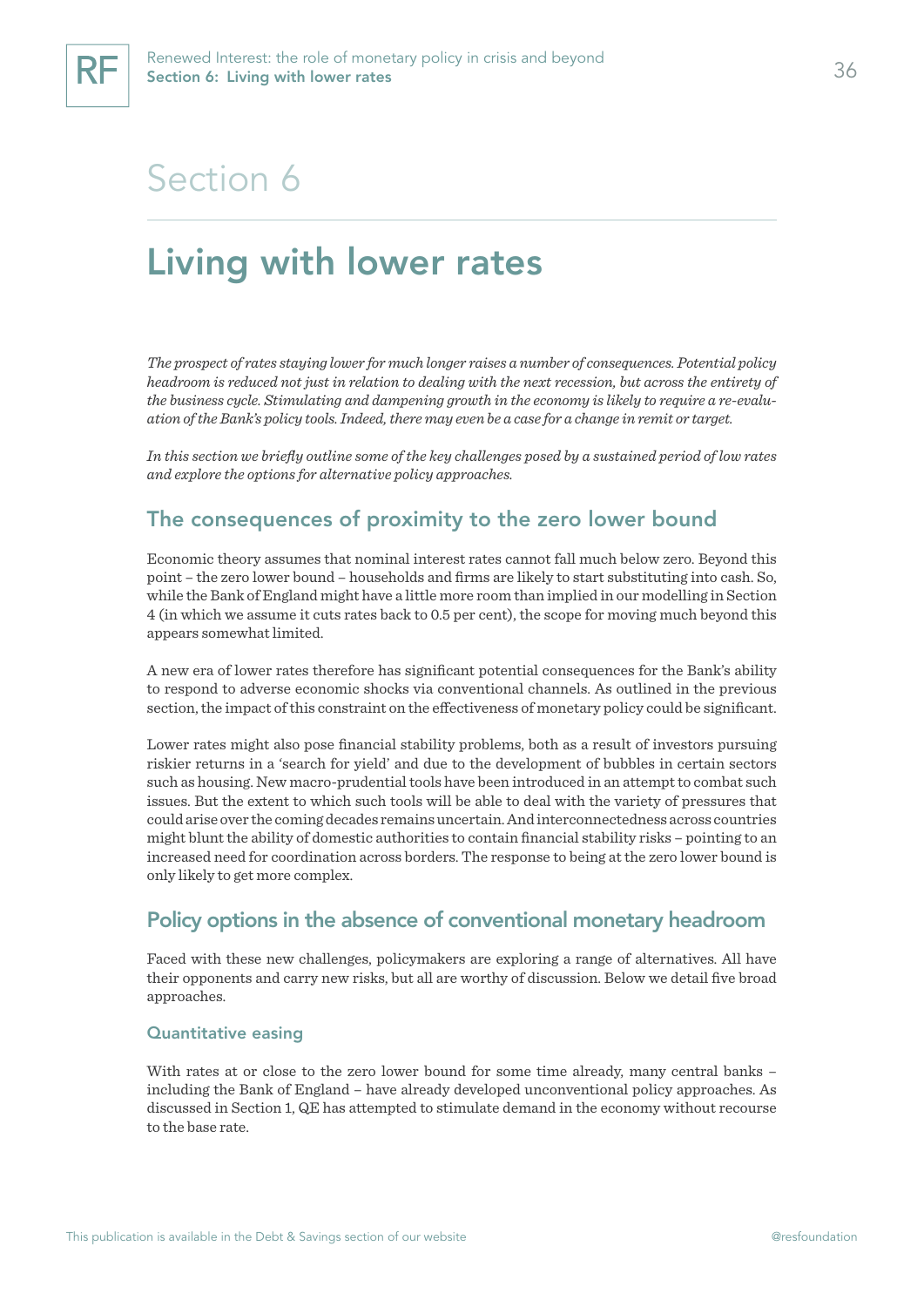# Section 6

## Living with lower rates

*The prospect of rates staying lower for much longer raises a number of consequences. Potential policy headroom is reduced not just in relation to dealing with the next recession, but across the entirety of the business cycle. Stimulating and dampening growth in the economy is likely to require a re-evaluation of the Bank's policy tools. Indeed, there may even be a case for a change in remit or target.*

*In this section we briefly outline some of the key challenges posed by a sustained period of low rates and explore the options for alternative policy approaches.*

### The consequences of proximity to the zero lower bound

Economic theory assumes that nominal interest rates cannot fall much below zero. Beyond this point – the zero lower bound – households and firms are likely to start substituting into cash. So, while the Bank of England might have a little more room than implied in our modelling in Section 4 (in which we assume it cuts rates back to 0.5 per cent), the scope for moving much beyond this appears somewhat limited.

A new era of lower rates therefore has significant potential consequences for the Bank's ability to respond to adverse economic shocks via conventional channels. As outlined in the previous section, the impact of this constraint on the effectiveness of monetary policy could be significant.

Lower rates might also pose financial stability problems, both as a result of investors pursuing riskier returns in a 'search for yield' and due to the development of bubbles in certain sectors such as housing. New macro-prudential tools have been introduced in an attempt to combat such issues. But the extent to which such tools will be able to deal with the variety of pressures that could arise over the coming decades remains uncertain. And interconnectedness across countries might blunt the ability of domestic authorities to contain financial stability risks – pointing to an increased need for coordination across borders. The response to being at the zero lower bound is only likely to get more complex.

### Policy options in the absence of conventional monetary headroom

Faced with these new challenges, policymakers are exploring a range of alternatives. All have their opponents and carry new risks, but all are worthy of discussion. Below we detail five broad approaches.

#### Quantitative easing

With rates at or close to the zero lower bound for some time already, many central banks – including the Bank of England – have already developed unconventional policy approaches. As discussed in Section 1, QE has attempted to stimulate demand in the economy without recourse to the base rate.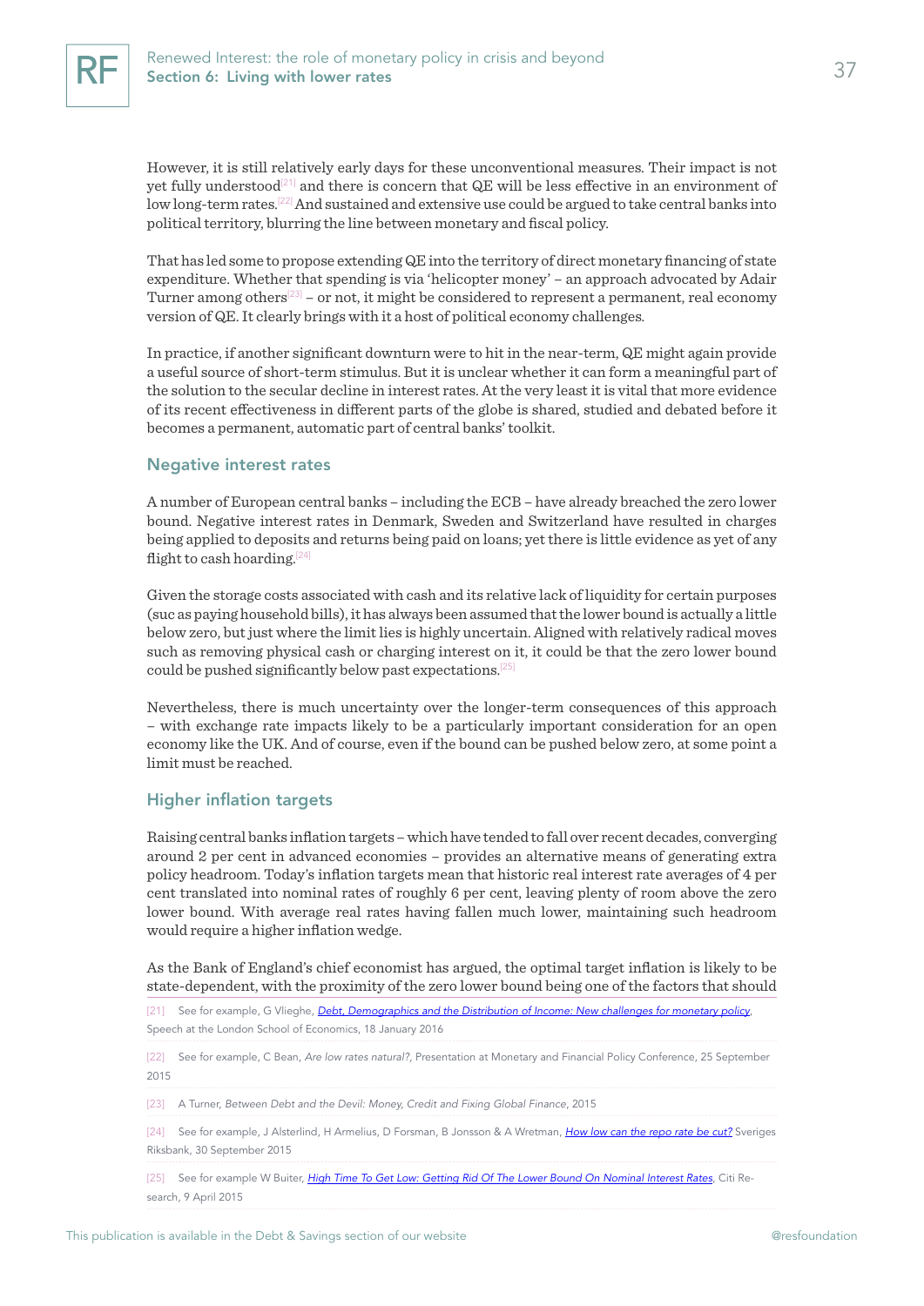However, it is still relatively early days for these unconventional measures. Their impact is not yet fully understood[21] and there is concern that QE will be less effective in an environment of low long-term rates.[22] And sustained and extensive use could be argued to take central banks into political territory, blurring the line between monetary and fiscal policy.

That has led some to propose extending QE into the territory of direct monetary financing of state expenditure. Whether that spending is via 'helicopter money' – an approach advocated by Adair Turner among others[23] – or not, it might be considered to represent a permanent, real economy version of QE. It clearly brings with it a host of political economy challenges.

In practice, if another significant downturn were to hit in the near-term, QE might again provide a useful source of short-term stimulus. But it is unclear whether it can form a meaningful part of the solution to the secular decline in interest rates. At the very least it is vital that more evidence of its recent effectiveness in different parts of the globe is shared, studied and debated before it becomes a permanent, automatic part of central banks' toolkit.

## Negative interest rates

A number of European central banks – including the ECB – have already breached the zero lower bound. Negative interest rates in Denmark, Sweden and Switzerland have resulted in charges being applied to deposits and returns being paid on loans; yet there is little evidence as yet of any flight to cash hoarding.[24]

Given the storage costs associated with cash and its relative lack of liquidity for certain purposes (suc as paying household bills), it has always been assumed that the lower bound is actually a little below zero, but just where the limit lies is highly uncertain. Aligned with relatively radical moves such as removing physical cash or charging interest on it, it could be that the zero lower bound could be pushed significantly below past expectations.[25]

Nevertheless, there is much uncertainty over the longer-term consequences of this approach – with exchange rate impacts likely to be a particularly important consideration for an open economy like the UK. And of course, even if the bound can be pushed below zero, at some point a limit must be reached.

## Higher inflation targets

Raising central banks inflation targets – which have tended to fall over recent decades, converging around 2 per cent in advanced economies – provides an alternative means of generating extra policy headroom. Today's inflation targets mean that historic real interest rate averages of 4 per cent translated into nominal rates of roughly 6 per cent, leaving plenty of room above the zero lower bound. With average real rates having fallen much lower, maintaining such headroom would require a higher inflation wedge.

As the Bank of England's chief economist has argued, the optimal target inflation is likely to be state-dependent, with the proximity of the zero lower bound being one of the factors that should

[21] See for example, G Vlieghe, [Debt, Demographics and the Distribution of Income: New challenges for monetary policy](), Speech at the London School of Economics, 18 January 2016

[22] See for example, C Bean, *Are low rates natural?*, Presentation at Monetary and Financial Policy Conference, 25 September 2015

[23] A Turner, *Between Debt and the Devil: Money, Credit and Fixing Global Finance*, 2015

[24] See for example, J Alsterlind, H Armelius, D Forsman, B Jonsson & A Wretman, [How low can the repo rate be cut?]() Sveriges Riksbank, 30 September 2015

[25] See for example W Buiter, [High Time To Get Low: Getting Rid Of The Lower Bound On Nominal Interest Rates](), Citi Research, 9 April 2015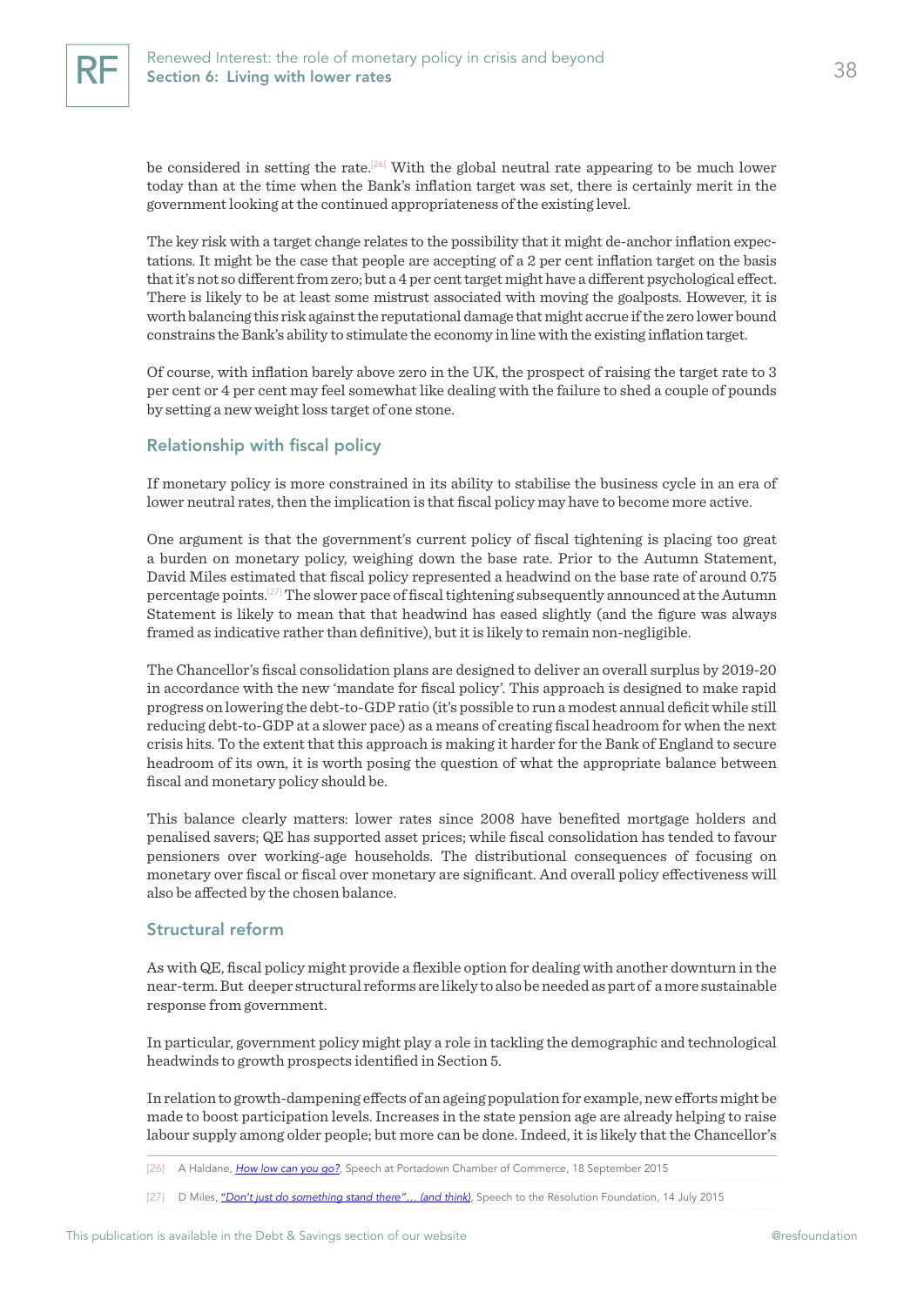be considered in setting the rate.[26] With the global neutral rate appearing to be much lower today than at the time when the Bank's inflation target was set, there is certainly merit in the government looking at the continued appropriateness of the existing level.

The key risk with a target change relates to the possibility that it might de-anchor inflation expectations. It might be the case that people are accepting of a 2 per cent inflation target on the basis that it's not so different from zero; but a 4 per cent target might have a different psychological effect. There is likely to be at least some mistrust associated with moving the goalposts. However, it is worth balancing this risk against the reputational damage that might accrue if the zero lower bound constrains the Bank's ability to stimulate the economy in line with the existing inflation target.

Of course, with inflation barely above zero in the UK, the prospect of raising the target rate to 3 per cent or 4 per cent may feel somewhat like dealing with the failure to shed a couple of pounds by setting a new weight loss target of one stone.

## Relationship with fiscal policy

If monetary policy is more constrained in its ability to stabilise the business cycle in an era of lower neutral rates, then the implication is that fiscal policy may have to become more active.

One argument is that the government's current policy of fiscal tightening is placing too great a burden on monetary policy, weighing down the base rate. Prior to the Autumn Statement, David Miles estimated that fiscal policy represented a headwind on the base rate of around 0.75 percentage points.[27] The slower pace of fiscal tightening subsequently announced at the Autumn Statement is likely to mean that that headwind has eased slightly (and the figure was always framed as indicative rather than definitive), but it is likely to remain non-negligible.

The Chancellor's fiscal consolidation plans are designed to deliver an overall surplus by 2019-20 in accordance with the new 'mandate for fiscal policy'. This approach is designed to make rapid progress on lowering the debt-to-GDP ratio (it's possible to run a modest annual deficit while still reducing debt-to-GDP at a slower pace) as a means of creating fiscal headroom for when the next crisis hits. To the extent that this approach is making it harder for the Bank of England to secure headroom of its own, it is worth posing the question of what the appropriate balance between fiscal and monetary policy should be.

This balance clearly matters: lower rates since 2008 have benefited mortgage holders and penalised savers; QE has supported asset prices; while fiscal consolidation has tended to favour pensioners over working-age households. The distributional consequences of focusing on monetary over fiscal or fiscal over monetary are significant. And overall policy effectiveness will also be affected by the chosen balance.

## Structural reform

As with QE, fiscal policy might provide a flexible option for dealing with another downturn in the near-term. But deeper structural reforms are likely to also be needed as part of a more sustainable response from government.

In particular, government policy might play a role in tackling the demographic and technological headwinds to growth prospects identified in Section 5.

In relation to growth-dampening effects of an ageing population for example, new efforts might be made to boost participation levels. Increases in the state pension age are already helping to raise labour supply among older people; but more can be done. Indeed, it is likely that the Chancellor's

[26] A Haldane, *How low can you go?*, Speech at Portadown Chamber of Commerce, 18 September 2015

[27] D Miles, *"Don't just do something stand there"… (and think)*, Speech to the Resolution Foundation, 14 July 2015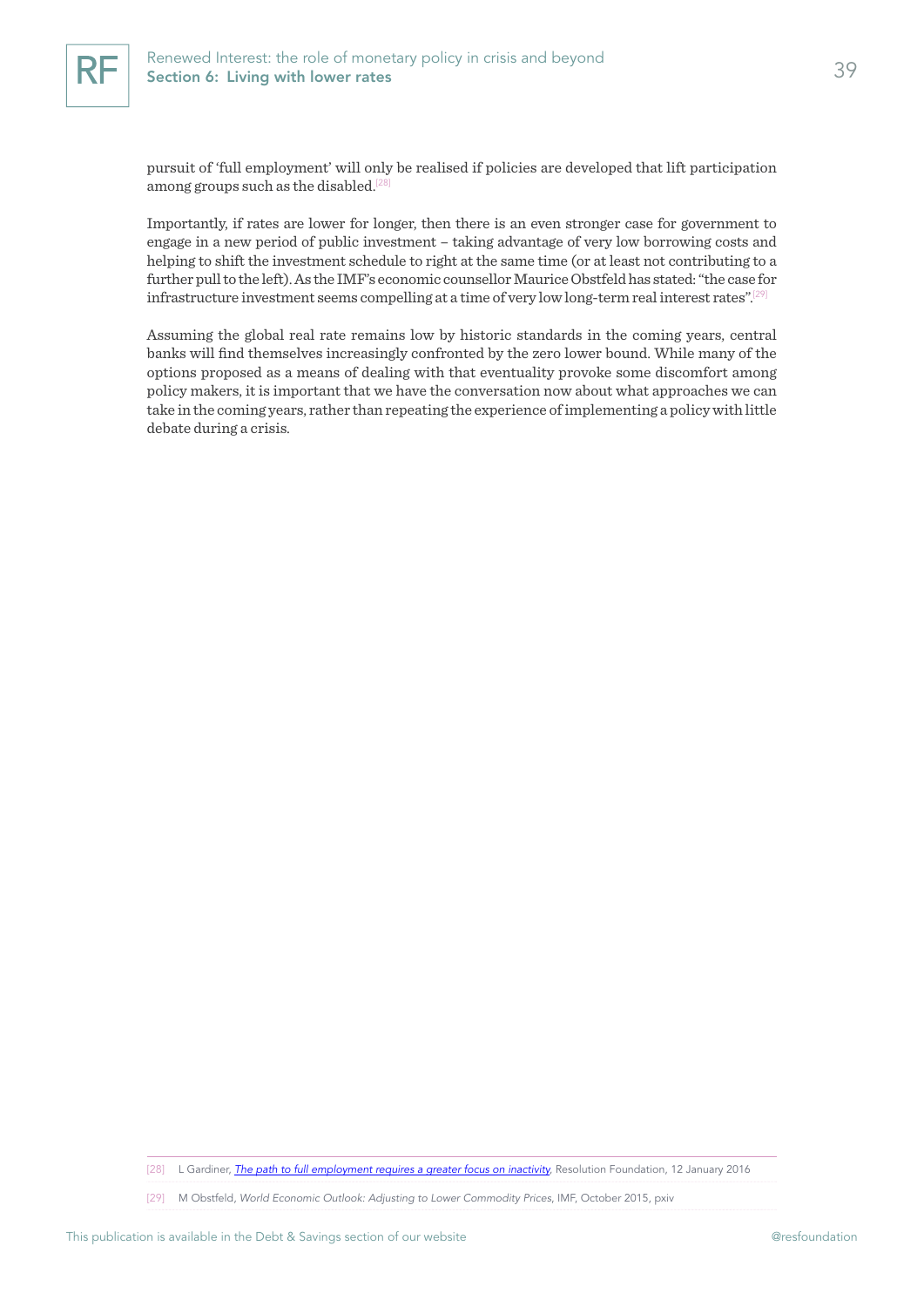pursuit of 'full employment' will only be realised if policies are developed that lift participation among groups such as the disabled.[28]

Importantly, if rates are lower for longer, then there is an even stronger case for government to engage in a new period of public investment – taking advantage of very low borrowing costs and helping to shift the investment schedule to right at the same time (or at least not contributing to a further pull to the left). As the IMF's economic counsellor Maurice Obstfeld has stated: "the case for infrastructure investment seems compelling at a time of very low long-term real interest rates".[29]

Assuming the global real rate remains low by historic standards in the coming years, central banks will find themselves increasingly confronted by the zero lower bound. While many of the options proposed as a means of dealing with that eventuality provoke some discomfort among policy makers, it is important that we have the conversation now about what approaches we can take in the coming years, rather than repeating the experience of implementing a policy with little debate during a crisis.

---

[28] L Gardiner, *The path to full employment requires a greater focus on inactivity*, Resolution Foundation, 12 January 2016

[29] M Obstfeld, *World Economic Outlook: Adjusting to Lower Commodity Prices*, IMF, October 2015, pxiv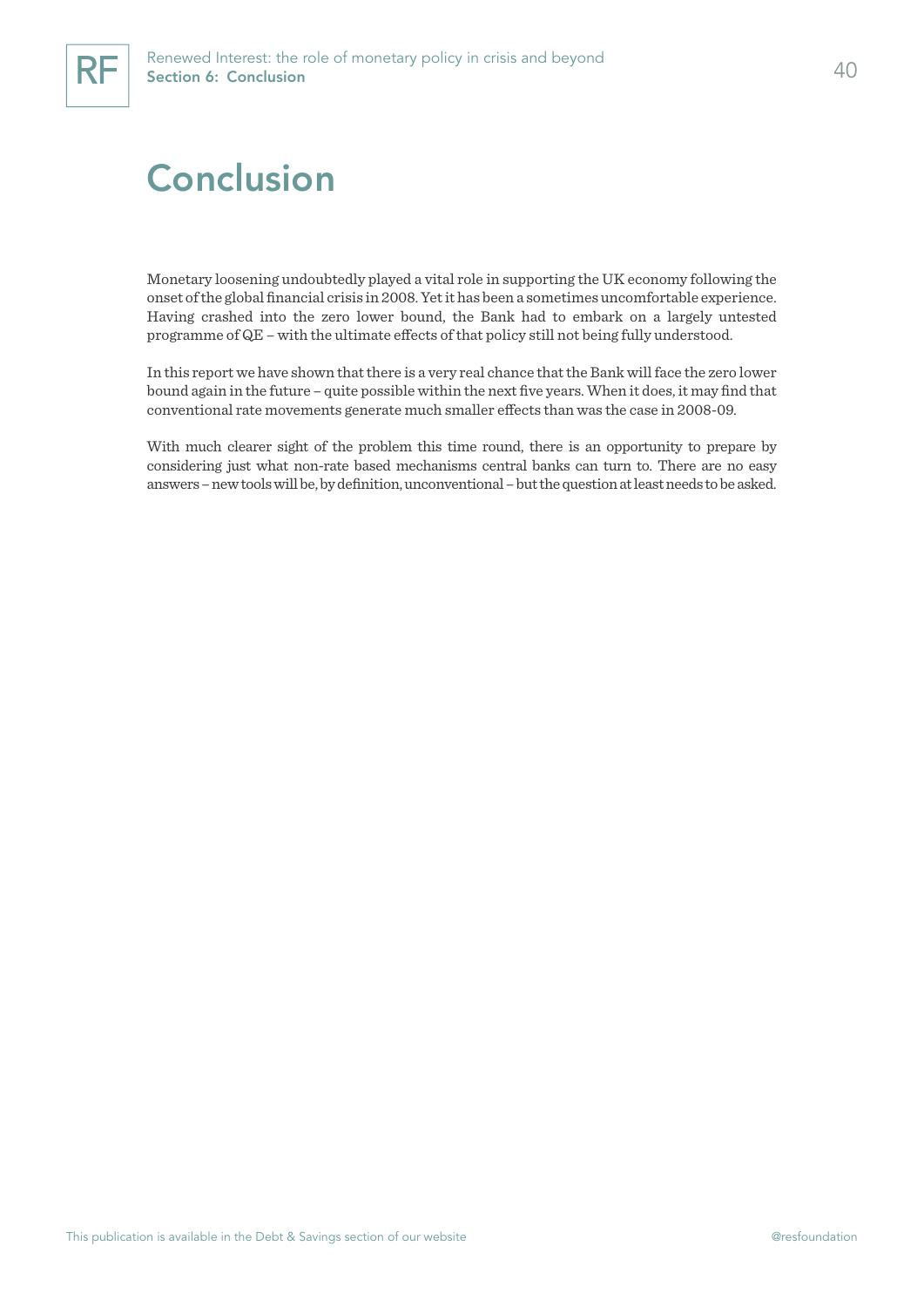# Conclusion

Monetary loosening undoubtedly played a vital role in supporting the UK economy following the onset of the global financial crisis in 2008. Yet it has been a sometimes uncomfortable experience. Having crashed into the zero lower bound, the Bank had to embark on a largely untested programme of QE – with the ultimate effects of that policy still not being fully understood.

In this report we have shown that there is a very real chance that the Bank will face the zero lower bound again in the future – quite possible within the next five years. When it does, it may find that conventional rate movements generate much smaller effects than was the case in 2008-09.

With much clearer sight of the problem this time round, there is an opportunity to prepare by considering just what non-rate based mechanisms central banks can turn to. There are no easy answers – new tools will be, by definition, unconventional – but the question at least needs to be asked.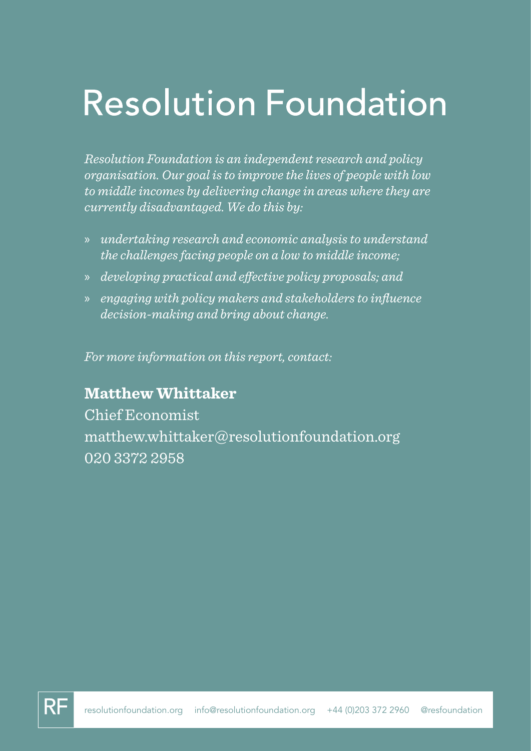# Resolution Foundation

*Resolution Foundation is an independent research and policy organisation. Our goal is to improve the lives of people with low to middle incomes by delivering change in areas where they are currently disadvantaged. We do this by:*

» *undertaking research and economic analysis to understand the challenges facing people on a low to middle income;*

» *developing practical and effective policy proposals; and*

» *engaging with policy makers and stakeholders to influence decision-making and bring about change.*

*For more information on this report, contact:*

**Matthew Whittaker**

Chief Economist

matthew.whittaker@resolutionfoundation.org

020 3372 2958

RF resolutionfoundation.org info@resolutionfoundation.org +44 (0)203 372 2960 @resfoundation